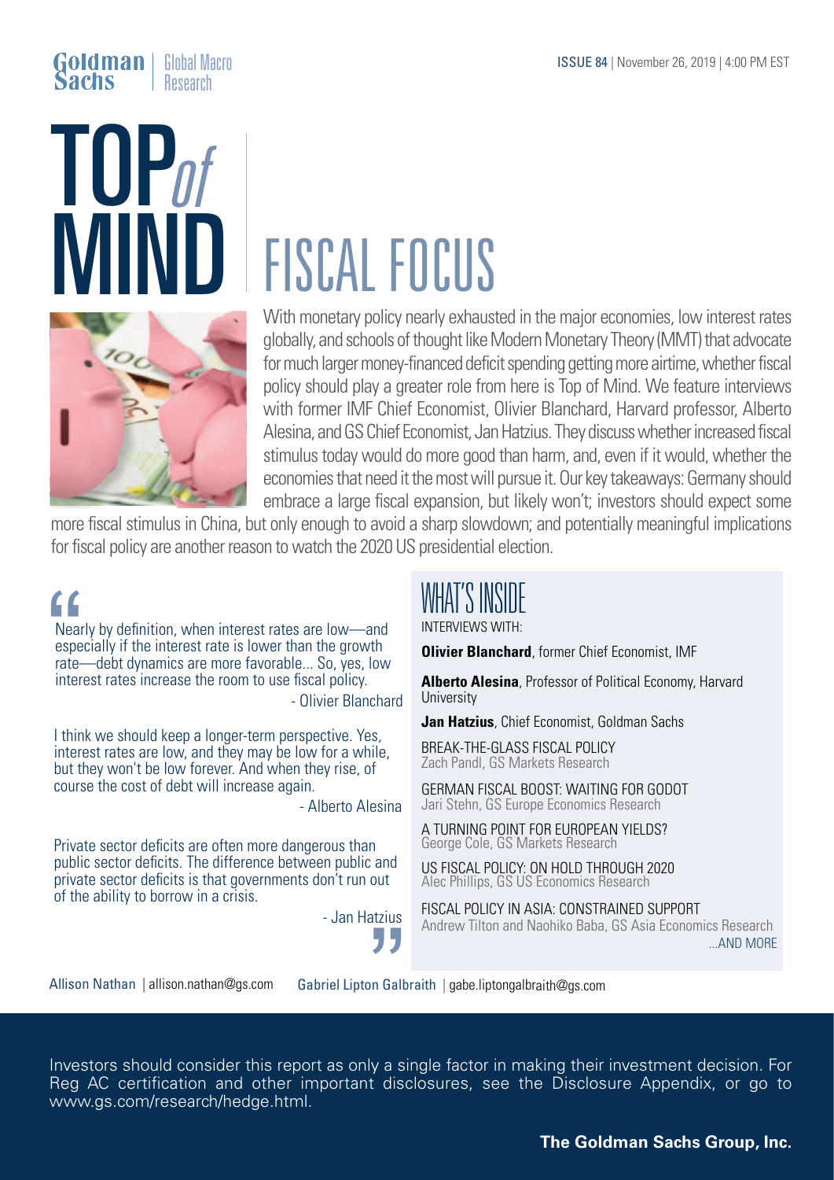Goldman Sachs | Global Macro Research

ISSUE 84 | November 26, 2019 | 4:00 PM EST

# TOP *of* MIND

# FISCAL FOCUS

With monetary policy nearly exhausted in the major economies, low interest rates globally, and schools of thought like Modern Monetary Theory (MMT) that advocate for much larger money-financed deficit spending getting more airtime, whether fiscal policy should play a greater role from here is Top of Mind. We feature interviews with former IMF Chief Economist, Olivier Blanchard, Harvard professor, Alberto Alesina, and GS Chief Economist, Jan Hatzius. They discuss whether increased fiscal stimulus today would do more good than harm, and, even if it would, whether the economies that need it the most will pursue it. Our key takeaways: Germany should embrace a large fiscal expansion, but likely won't; investors should expect some more fiscal stimulus in China, but only enough to avoid a sharp slowdown; and potentially meaningful implications for fiscal policy are another reason to watch the 2020 US presidential election.

> Nearly by definition, when interest rates are low—and especially if the interest rate is lower than the growth rate—debt dynamics are more favorable... So, yes, low interest rates increase the room to use fiscal policy.
>
> \- Olivier Blanchard

> I think we should keep a longer-term perspective. Yes, interest rates are low, and they may be low for a while, but they won't be low forever. And when they rise, of course the cost of debt will increase again.
>
> \- Alberto Alesina

> Private sector deficits are often more dangerous than public sector deficits. The difference between public and private sector deficits is that governments don't run out of the ability to borrow in a crisis.
>
> \- Jan Hatzius

## WHAT'S INSIDE

INTERVIEWS WITH:

**Olivier Blanchard**, former Chief Economist, IMF

**Alberto Alesina**, Professor of Political Economy, Harvard University

**Jan Hatzius**, Chief Economist, Goldman Sachs

BREAK-THE-GLASS FISCAL POLICY
Zach Pandl, GS Markets Research

GERMAN FISCAL BOOST: WAITING FOR GODOT
Jari Stehn, GS Europe Economics Research

A TURNING POINT FOR EUROPEAN YIELDS?
George Cole, GS Markets Research

US FISCAL POLICY: ON HOLD THROUGH 2020
Alec Phillips, GS US Economics Research

FISCAL POLICY IN ASIA: CONSTRAINED SUPPORT
Andrew Tilton and Naohiko Baba, GS Asia Economics Research

...AND MORE

Allison Nathan | allison.nathan@gs.com
Gabriel Lipton Galbraith | gabe.liptongalbraith@gs.com

Investors should consider this report as only a single factor in making their investment decision. For Reg AC certification and other important disclosures, see the Disclosure Appendix, or go to www.gs.com/research/hedge.html.

**The Goldman Sachs Group, Inc.**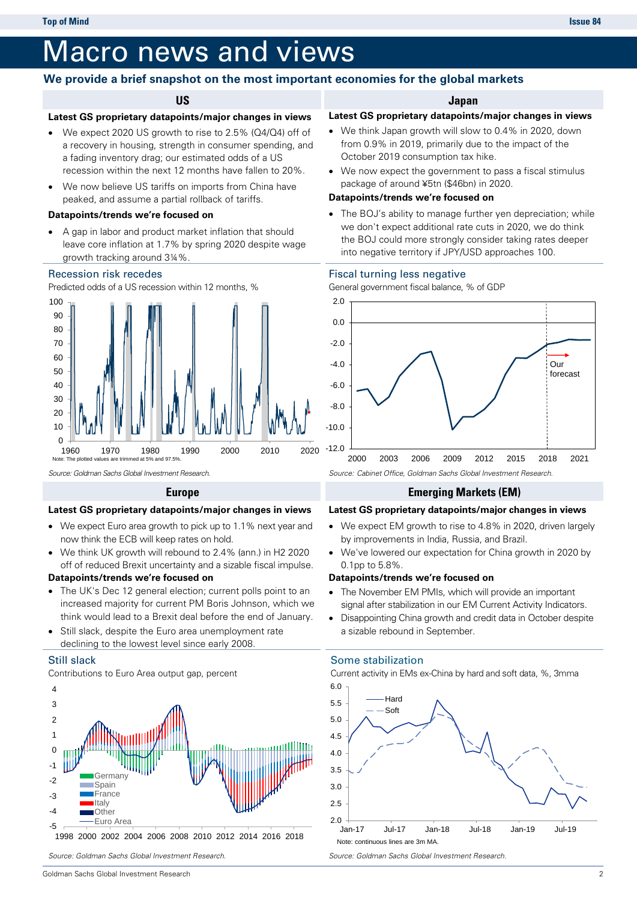# Macro news and views

**We provide a brief snapshot on the most important economies for the global markets**

## US

**Latest GS proprietary datapoints/major changes in views**

- We expect 2020 US growth to rise to 2.5% (Q4/Q4) off of a recovery in housing, strength in consumer spending, and a fading inventory drag; our estimated odds of a US recession within the next 12 months have fallen to 20%.
- We now believe US tariffs on imports from China have peaked, and assume a partial rollback of tariffs.

**Datapoints/trends we're focused on**

- A gap in labor and product market inflation that should leave core inflation at 1.7% by spring 2020 despite wage growth tracking around 3¼%.

### Recession risk recedes

Predicted odds of a US recession within 12 months, %

Note: The plotted values are trimmed at 5% and 97.5%.

*Source: Goldman Sachs Global Investment Research.*

## Japan

**Latest GS proprietary datapoints/major changes in views**

- We think Japan growth will slow to 0.4% in 2020, down from 0.9% in 2019, primarily due to the impact of the October 2019 consumption tax hike.
- We now expect the government to pass a fiscal stimulus package of around ¥5tn ($46bn) in 2020.

**Datapoints/trends we're focused on**

- The BOJ's ability to manage further yen depreciation; while we don't expect additional rate cuts in 2020, we do think the BOJ could more strongly consider taking rates deeper into negative territory if JPY/USD approaches 100.

### Fiscal turning less negative

General government fiscal balance, % of GDP

*Source: Cabinet Office, Goldman Sachs Global Investment Research.*

## Europe

**Latest GS proprietary datapoints/major changes in views**

- We expect Euro area growth to pick up to 1.1% next year and now think the ECB will keep rates on hold.
- We think UK growth will rebound to 2.4% (ann.) in H2 2020 off of reduced Brexit uncertainty and a sizable fiscal impulse.

**Datapoints/trends we're focused on**

- The UK's Dec 12 general election; current polls point to an increased majority for current PM Boris Johnson, which we think would lead to a Brexit deal before the end of January.
- Still slack, despite the Euro area unemployment rate declining to the lowest level since early 2008.

### Still slack

Contributions to Euro Area output gap, percent

*Source: Goldman Sachs Global Investment Research.*

## Emerging Markets (EM)

**Latest GS proprietary datapoints/major changes in views**

- We expect EM growth to rise to 4.8% in 2020, driven largely by improvements in India, Russia, and Brazil.
- We've lowered our expectation for China growth in 2020 by 0.1pp to 5.8%.

**Datapoints/trends we're focused on**

- The November EM PMIs, which will provide an important signal after stabilization in our EM Current Activity Indicators.
- Disappointing China growth and credit data in October despite a sizable rebound in September.

### Some stabilization

Current activity in EMs ex-China by hard and soft data, %, 3mma

Note: continuous lines are 3m MA.

*Source: Goldman Sachs Global Investment Research.*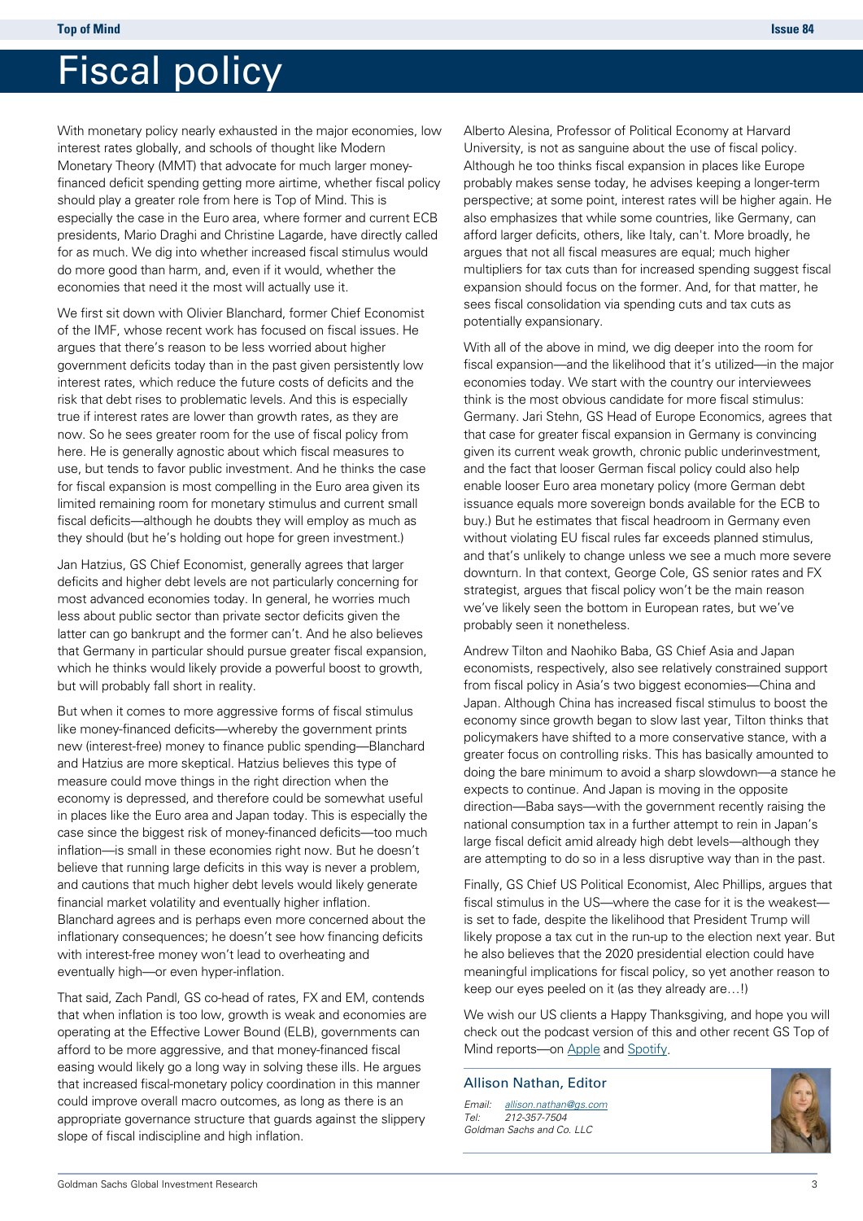# Fiscal policy

With monetary policy nearly exhausted in the major economies, low interest rates globally, and schools of thought like Modern Monetary Theory (MMT) that advocate for much larger money-financed deficit spending getting more airtime, whether fiscal policy should play a greater role from here is Top of Mind. This is especially the case in the Euro area, where former and current ECB presidents, Mario Draghi and Christine Lagarde, have directly called for as much. We dig into whether increased fiscal stimulus would do more good than harm, and, even if it would, whether the economies that need it the most will actually use it.

We first sit down with Olivier Blanchard, former Chief Economist of the IMF, whose recent work has focused on fiscal issues. He argues that there's reason to be less worried about higher government deficits today than in the past given persistently low interest rates, which reduce the future costs of deficits and the risk that debt rises to problematic levels. And this is especially true if interest rates are lower than growth rates, as they are now. So he sees greater room for the use of fiscal policy from here. He is generally agnostic about which fiscal measures to use, but tends to favor public investment. And he thinks the case for fiscal expansion is most compelling in the Euro area given its limited remaining room for monetary stimulus and current small fiscal deficits—although he doubts they will employ as much as they should (but he's holding out hope for green investment.)

Jan Hatzius, GS Chief Economist, generally agrees that larger deficits and higher debt levels are not particularly concerning for most advanced economies today. In general, he worries much less about public sector than private sector deficits given the latter can go bankrupt and the former can't. And he also believes that Germany in particular should pursue greater fiscal expansion, which he thinks would likely provide a powerful boost to growth, but will probably fall short in reality.

But when it comes to more aggressive forms of fiscal stimulus like money-financed deficits—whereby the government prints new (interest-free) money to finance public spending—Blanchard and Hatzius are more skeptical. Hatzius believes this type of measure could move things in the right direction when the economy is depressed, and therefore could be somewhat useful in places like the Euro area and Japan today. This is especially the case since the biggest risk of money-financed deficits—too much inflation—is small in these economies right now. But he doesn't believe that running large deficits in this way is never a problem, and cautions that much higher debt levels would likely generate financial market volatility and eventually higher inflation. Blanchard agrees and is perhaps even more concerned about the inflationary consequences; he doesn't see how financing deficits with interest-free money won't lead to overheating and eventually high—or even hyper-inflation.

That said, Zach Pandl, GS co-head of rates, FX and EM, contends that when inflation is too low, growth is weak and economies are operating at the Effective Lower Bound (ELB), governments can afford to be more aggressive, and that money-financed fiscal easing would likely go a long way in solving these ills. He argues that increased fiscal-monetary policy coordination in this manner could improve overall macro outcomes, as long as there is an appropriate governance structure that guards against the slippery slope of fiscal indiscipline and high inflation.

Alberto Alesina, Professor of Political Economy at Harvard University, is not as sanguine about the use of fiscal policy. Although he too thinks fiscal expansion in places like Europe probably makes sense today, he advises keeping a longer-term perspective; at some point, interest rates will be higher again. He also emphasizes that while some countries, like Germany, can afford larger deficits, others, like Italy, can't. More broadly, he argues that not all fiscal measures are equal; much higher multipliers for tax cuts than for increased spending suggest fiscal expansion should focus on the former. And, for that matter, he sees fiscal consolidation via spending cuts and tax cuts as potentially expansionary.

With all of the above in mind, we dig deeper into the room for fiscal expansion—and the likelihood that it's utilized—in the major economies today. We start with the country our interviewees think is the most obvious candidate for more fiscal stimulus: Germany. Jari Stehn, GS Head of Europe Economics, agrees that that case for greater fiscal expansion in Germany is convincing given its current weak growth, chronic public underinvestment, and the fact that looser German fiscal policy could also help enable looser Euro area monetary policy (more German debt issuance equals more sovereign bonds available for the ECB to buy.) But he estimates that fiscal headroom in Germany even without violating EU fiscal rules far exceeds planned stimulus, and that's unlikely to change unless we see a much more severe downturn. In that context, George Cole, GS senior rates and FX strategist, argues that fiscal policy won't be the main reason we've likely seen the bottom in European rates, but we've probably seen it nonetheless.

Andrew Tilton and Naohiko Baba, GS Chief Asia and Japan economists, respectively, also see relatively constrained support from fiscal policy in Asia's two biggest economies—China and Japan. Although China has increased fiscal stimulus to boost the economy since growth began to slow last year, Tilton thinks that policymakers have shifted to a more conservative stance, with a greater focus on controlling risks. This has basically amounted to doing the bare minimum to avoid a sharp slowdown—a stance he expects to continue. And Japan is moving in the opposite direction—Baba says—with the government recently raising the national consumption tax in a further attempt to rein in Japan's large fiscal deficit amid already high debt levels—although they are attempting to do so in a less disruptive way than in the past.

Finally, GS Chief US Political Economist, Alec Phillips, argues that fiscal stimulus in the US—where the case for it is the weakest—is set to fade, despite the likelihood that President Trump will likely propose a tax cut in the run-up to the election next year. But he also believes that the 2020 presidential election could have meaningful implications for fiscal policy, so yet another reason to keep our eyes peeled on it (as they already are…!)

We wish our US clients a Happy Thanksgiving, and hope you will check out the podcast version of this and other recent GS Top of Mind reports—on Apple and Spotify.

**Allison Nathan, Editor**

*Email: allison.nathan@gs.com*
*Tel: 212-357-7504*
*Goldman Sachs and Co. LLC*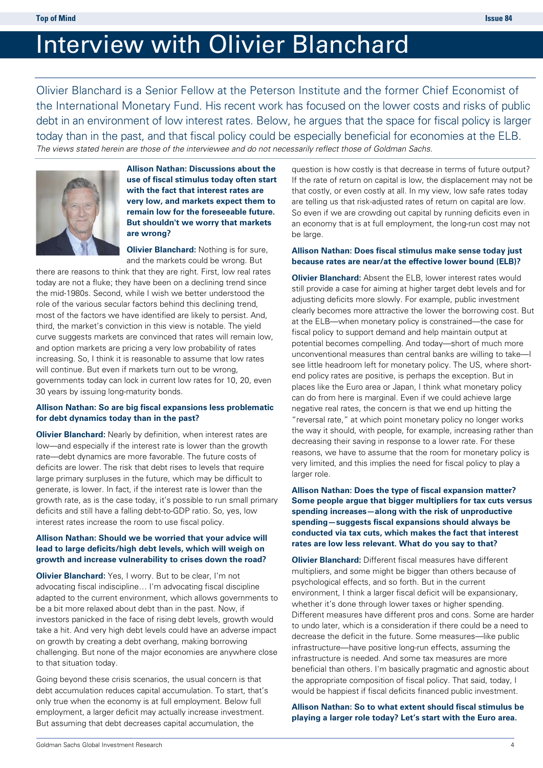# Interview with Olivier Blanchard

Olivier Blanchard is a Senior Fellow at the Peterson Institute and the former Chief Economist of the International Monetary Fund. His recent work has focused on the lower costs and risks of public debt in an environment of low interest rates. Below, he argues that the space for fiscal policy is larger today than in the past, and that fiscal policy could be especially beneficial for economies at the ELB.

*The views stated herein are those of the interviewee and do not necessarily reflect those of Goldman Sachs.*

**Allison Nathan: Discussions about the use of fiscal stimulus today often start with the fact that interest rates are very low, and markets expect them to remain low for the foreseeable future. But shouldn't we worry that markets are wrong?**

**Olivier Blanchard:** Nothing is for sure, and the markets could be wrong. But there are reasons to think that they are right. First, low real rates today are not a fluke; they have been on a declining trend since the mid-1980s. Second, while I wish we better understood the role of the various secular factors behind this declining trend, most of the factors we have identified are likely to persist. And, third, the market's conviction in this view is notable. The yield curve suggests markets are convinced that rates will remain low, and option markets are pricing a very low probability of rates increasing. So, I think it is reasonable to assume that low rates will continue. But even if markets turn out to be wrong, governments today can lock in current low rates for 10, 20, even 30 years by issuing long-maturity bonds.

**Allison Nathan: So are big fiscal expansions less problematic for debt dynamics today than in the past?**

**Olivier Blanchard:** Nearly by definition, when interest rates are low—and especially if the interest rate is lower than the growth rate—debt dynamics are more favorable. The future costs of deficits are lower. The risk that debt rises to levels that require large primary surpluses in the future, which may be difficult to generate, is lower. In fact, if the interest rate is lower than the growth rate, as is the case today, it's possible to run small primary deficits and still have a falling debt-to-GDP ratio. So, yes, low interest rates increase the room to use fiscal policy.

**Allison Nathan: Should we be worried that your advice will lead to large deficits/high debt levels, which will weigh on growth and increase vulnerability to crises down the road?**

**Olivier Blanchard:** Yes, I worry. But to be clear, I'm not advocating fiscal indiscipline… I'm advocating fiscal discipline adapted to the current environment, which allows governments to be a bit more relaxed about debt than in the past. Now, if investors panicked in the face of rising debt levels, growth would take a hit. And very high debt levels could have an adverse impact on growth by creating a debt overhang, making borrowing challenging. But none of the major economies are anywhere close to that situation today.

Going beyond these crisis scenarios, the usual concern is that debt accumulation reduces capital accumulation. To start, that's only true when the economy is at full employment. Below full employment, a larger deficit may actually increase investment. But assuming that debt decreases capital accumulation, the question is how costly is that decrease in terms of future output? If the rate of return on capital is low, the displacement may not be that costly, or even costly at all. In my view, low safe rates today are telling us that risk-adjusted rates of return on capital are low. So even if we are crowding out capital by running deficits even in an economy that is at full employment, the long-run cost may not be large.

**Allison Nathan: Does fiscal stimulus make sense today just because rates are near/at the effective lower bound (ELB)?**

**Olivier Blanchard:** Absent the ELB, lower interest rates would still provide a case for aiming at higher target debt levels and for adjusting deficits more slowly. For example, public investment clearly becomes more attractive the lower the borrowing cost. But at the ELB—when monetary policy is constrained—the case for fiscal policy to support demand and help maintain output at potential becomes compelling. And today—short of much more unconventional measures than central banks are willing to take—I see little headroom left for monetary policy. The US, where short-end policy rates are positive, is perhaps the exception. But in places like the Euro area or Japan, I think what monetary policy can do from here is marginal. Even if we could achieve large negative real rates, the concern is that we end up hitting the "reversal rate," at which point monetary policy no longer works the way it should, with people, for example, increasing rather than decreasing their saving in response to a lower rate. For these reasons, we have to assume that the room for monetary policy is very limited, and this implies the need for fiscal policy to play a larger role.

**Allison Nathan: Does the type of fiscal expansion matter? Some people argue that bigger multipliers for tax cuts versus spending increases—along with the risk of unproductive spending—suggest fiscal expansions should always be conducted via tax cuts, which makes the fact that interest rates are low less relevant. What do you say to that?**

**Olivier Blanchard:** Different fiscal measures have different multipliers, and some might be bigger than others because of psychological effects, and so forth. But in the current environment, I think a larger fiscal deficit will be expansionary, whether it's done through lower taxes or higher spending. Different measures have different pros and cons. Some are harder to undo later, which is a consideration if there could be a need to decrease the deficit in the future. Some measures—like public infrastructure—have positive long-run effects, assuming the infrastructure is needed. And some tax measures are more beneficial than others. I'm basically pragmatic and agnostic about the appropriate composition of fiscal policy. That said, today, I would be happiest if fiscal deficits financed public investment.

**Allison Nathan: So to what extent should fiscal stimulus be playing a larger role today? Let's start with the Euro area.**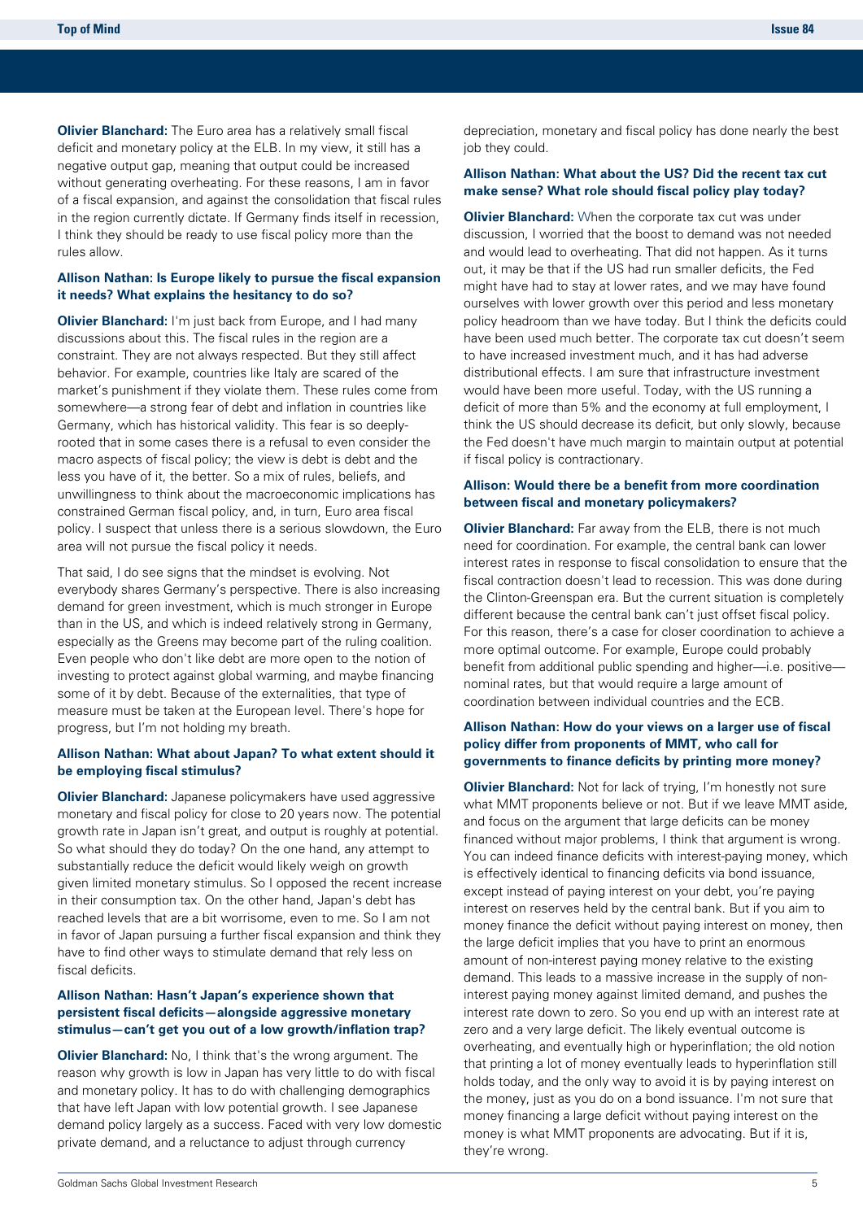**Olivier Blanchard:** The Euro area has a relatively small fiscal deficit and monetary policy at the ELB. In my view, it still has a negative output gap, meaning that output could be increased without generating overheating. For these reasons, I am in favor of a fiscal expansion, and against the consolidation that fiscal rules in the region currently dictate. If Germany finds itself in recession, I think they should be ready to use fiscal policy more than the rules allow.

**Allison Nathan: Is Europe likely to pursue the fiscal expansion it needs? What explains the hesitancy to do so?**

**Olivier Blanchard:** I'm just back from Europe, and I had many discussions about this. The fiscal rules in the region are a constraint. They are not always respected. But they still affect behavior. For example, countries like Italy are scared of the market's punishment if they violate them. These rules come from somewhere—a strong fear of debt and inflation in countries like Germany, which has historical validity. This fear is so deeply-rooted that in some cases there is a refusal to even consider the macro aspects of fiscal policy; the view is debt is debt and the less you have of it, the better. So a mix of rules, beliefs, and unwillingness to think about the macroeconomic implications has constrained German fiscal policy, and, in turn, Euro area fiscal policy. I suspect that unless there is a serious slowdown, the Euro area will not pursue the fiscal policy it needs.

That said, I do see signs that the mindset is evolving. Not everybody shares Germany's perspective. There is also increasing demand for green investment, which is much stronger in Europe than in the US, and which is indeed relatively strong in Germany, especially as the Greens may become part of the ruling coalition. Even people who don't like debt are more open to the notion of investing to protect against global warming, and maybe financing some of it by debt. Because of the externalities, that type of measure must be taken at the European level. There's hope for progress, but I'm not holding my breath.

**Allison Nathan: What about Japan? To what extent should it be employing fiscal stimulus?**

**Olivier Blanchard:** Japanese policymakers have used aggressive monetary and fiscal policy for close to 20 years now. The potential growth rate in Japan isn't great, and output is roughly at potential. So what should they do today? On the one hand, any attempt to substantially reduce the deficit would likely weigh on growth given limited monetary stimulus. So I opposed the recent increase in their consumption tax. On the other hand, Japan's debt has reached levels that are a bit worrisome, even to me. So I am not in favor of Japan pursuing a further fiscal expansion and think they have to find other ways to stimulate demand that rely less on fiscal deficits.

**Allison Nathan: Hasn't Japan's experience shown that persistent fiscal deficits—alongside aggressive monetary stimulus—can't get you out of a low growth/inflation trap?**

**Olivier Blanchard:** No, I think that's the wrong argument. The reason why growth is low in Japan has very little to do with fiscal and monetary policy. It has to do with challenging demographics that have left Japan with low potential growth. I see Japanese demand policy largely as a success. Faced with very low domestic private demand, and a reluctance to adjust through currency depreciation, monetary and fiscal policy has done nearly the best job they could.

**Allison Nathan: What about the US? Did the recent tax cut make sense? What role should fiscal policy play today?**

**Olivier Blanchard:** When the corporate tax cut was under discussion, I worried that the boost to demand was not needed and would lead to overheating. That did not happen. As it turns out, it may be that if the US had run smaller deficits, the Fed might have had to stay at lower rates, and we may have found ourselves with lower growth over this period and less monetary policy headroom than we have today. But I think the deficits could have been used much better. The corporate tax cut doesn't seem to have increased investment much, and it has had adverse distributional effects. I am sure that infrastructure investment would have been more useful. Today, with the US running a deficit of more than 5% and the economy at full employment, I think the US should decrease its deficit, but only slowly, because the Fed doesn't have much margin to maintain output at potential if fiscal policy is contractionary.

**Allison: Would there be a benefit from more coordination between fiscal and monetary policymakers?**

**Olivier Blanchard:** Far away from the ELB, there is not much need for coordination. For example, the central bank can lower interest rates in response to fiscal consolidation to ensure that the fiscal contraction doesn't lead to recession. This was done during the Clinton-Greenspan era. But the current situation is completely different because the central bank can't just offset fiscal policy. For this reason, there's a case for closer coordination to achieve a more optimal outcome. For example, Europe could probably benefit from additional public spending and higher—i.e. positive—nominal rates, but that would require a large amount of coordination between individual countries and the ECB.

**Allison Nathan: How do your views on a larger use of fiscal policy differ from proponents of MMT, who call for governments to finance deficits by printing more money?**

**Olivier Blanchard:** Not for lack of trying, I'm honestly not sure what MMT proponents believe or not. But if we leave MMT aside, and focus on the argument that large deficits can be money financed without major problems, I think that argument is wrong. You can indeed finance deficits with interest-paying money, which is effectively identical to financing deficits via bond issuance, except instead of paying interest on your debt, you're paying interest on reserves held by the central bank. But if you aim to money finance the deficit without paying interest on money, then the large deficit implies that you have to print an enormous amount of non-interest paying money relative to the existing demand. This leads to a massive increase in the supply of non-interest paying money against limited demand, and pushes the interest rate down to zero. So you end up with an interest rate at zero and a very large deficit. The likely eventual outcome is overheating, and eventually high or hyperinflation; the old notion that printing a lot of money eventually leads to hyperinflation still holds today, and the only way to avoid it is by paying interest on the money, just as you do on a bond issuance. I'm not sure that money financing a large deficit without paying interest on the money is what MMT proponents are advocating. But if it is, they're wrong.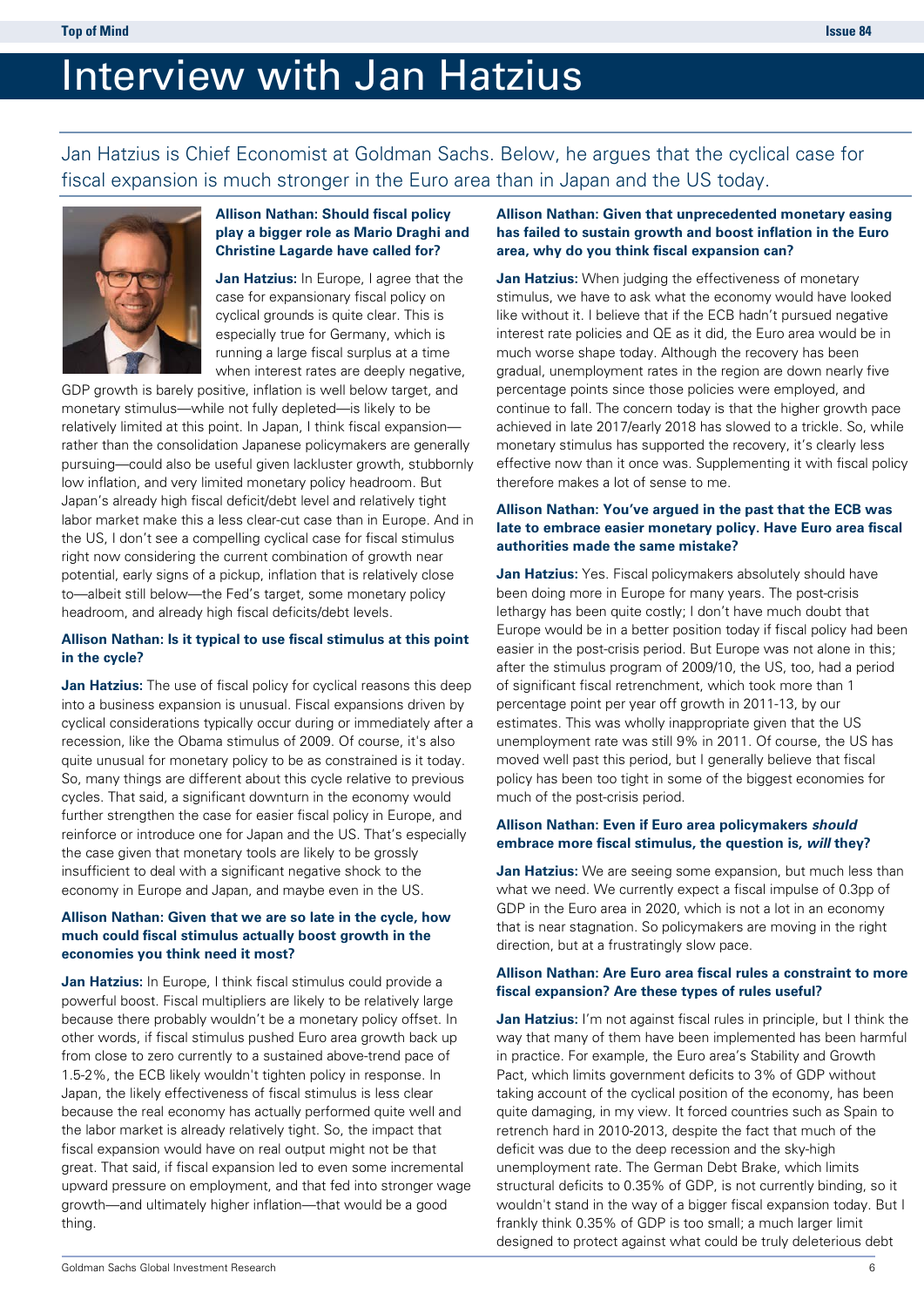# Interview with Jan Hatzius

Jan Hatzius is Chief Economist at Goldman Sachs. Below, he argues that the cyclical case for fiscal expansion is much stronger in the Euro area than in Japan and the US today.

**Allison Nathan: Should fiscal policy play a bigger role as Mario Draghi and Christine Lagarde have called for?**

**Jan Hatzius:** In Europe, I agree that the case for expansionary fiscal policy on cyclical grounds is quite clear. This is especially true for Germany, which is running a large fiscal surplus at a time when interest rates are deeply negative, GDP growth is barely positive, inflation is well below target, and monetary stimulus—while not fully depleted—is likely to be relatively limited at this point. In Japan, I think fiscal expansion—rather than the consolidation Japanese policymakers are generally pursuing—could also be useful given lackluster growth, stubbornly low inflation, and very limited monetary policy headroom. But Japan's already high fiscal deficit/debt level and relatively tight labor market make this a less clear-cut case than in Europe. And in the US, I don't see a compelling cyclical case for fiscal stimulus right now considering the current combination of growth near potential, early signs of a pickup, inflation that is relatively close to—albeit still below—the Fed's target, some monetary policy headroom, and already high fiscal deficits/debt levels.

**Allison Nathan: Is it typical to use fiscal stimulus at this point in the cycle?**

**Jan Hatzius:** The use of fiscal policy for cyclical reasons this deep into a business expansion is unusual. Fiscal expansions driven by cyclical considerations typically occur during or immediately after a recession, like the Obama stimulus of 2009. Of course, it's also quite unusual for monetary policy to be as constrained is it today. So, many things are different about this cycle relative to previous cycles. That said, a significant downturn in the economy would further strengthen the case for easier fiscal policy in Europe, and reinforce or introduce one for Japan and the US. That's especially the case given that monetary tools are likely to be grossly insufficient to deal with a significant negative shock to the economy in Europe and Japan, and maybe even in the US.

**Allison Nathan: Given that we are so late in the cycle, how much could fiscal stimulus actually boost growth in the economies you think need it most?**

**Jan Hatzius:** In Europe, I think fiscal stimulus could provide a powerful boost. Fiscal multipliers are likely to be relatively large because there probably wouldn't be a monetary policy offset. In other words, if fiscal stimulus pushed Euro area growth back up from close to zero currently to a sustained above-trend pace of 1.5-2%, the ECB likely wouldn't tighten policy in response. In Japan, the likely effectiveness of fiscal stimulus is less clear because the real economy has actually performed quite well and the labor market is already relatively tight. So, the impact that fiscal expansion would have on real output might not be that great. That said, if fiscal expansion led to even some incremental upward pressure on employment, and that fed into stronger wage growth—and ultimately higher inflation—that would be a good thing.

**Allison Nathan: Given that unprecedented monetary easing has failed to sustain growth and boost inflation in the Euro area, why do you think fiscal expansion can?**

**Jan Hatzius:** When judging the effectiveness of monetary stimulus, we have to ask what the economy would have looked like without it. I believe that if the ECB hadn't pursued negative interest rate policies and QE as it did, the Euro area would be in much worse shape today. Although the recovery has been gradual, unemployment rates in the region are down nearly five percentage points since those policies were employed, and continue to fall. The concern today is that the higher growth pace achieved in late 2017/early 2018 has slowed to a trickle. So, while monetary stimulus has supported the recovery, it's clearly less effective now than it once was. Supplementing it with fiscal policy therefore makes a lot of sense to me.

**Allison Nathan: You've argued in the past that the ECB was late to embrace easier monetary policy. Have Euro area fiscal authorities made the same mistake?**

**Jan Hatzius:** Yes. Fiscal policymakers absolutely should have been doing more in Europe for many years. The post-crisis lethargy has been quite costly; I don't have much doubt that Europe would be in a better position today if fiscal policy had been easier in the post-crisis period. But Europe was not alone in this; after the stimulus program of 2009/10, the US, too, had a period of significant fiscal retrenchment, which took more than 1 percentage point per year off growth in 2011-13, by our estimates. This was wholly inappropriate given that the US unemployment rate was still 9% in 2011. Of course, the US has moved well past this period, but I generally believe that fiscal policy has been too tight in some of the biggest economies for much of the post-crisis period.

**Allison Nathan: Even if Euro area policymakers *should* embrace more fiscal stimulus, the question is, *will* they?**

**Jan Hatzius:** We are seeing some expansion, but much less than what we need. We currently expect a fiscal impulse of 0.3pp of GDP in the Euro area in 2020, which is not a lot in an economy that is near stagnation. So policymakers are moving in the right direction, but at a frustratingly slow pace.

**Allison Nathan: Are Euro area fiscal rules a constraint to more fiscal expansion? Are these types of rules useful?**

**Jan Hatzius:** I'm not against fiscal rules in principle, but I think the way that many of them have been implemented has been harmful in practice. For example, the Euro area's Stability and Growth Pact, which limits government deficits to 3% of GDP without taking account of the cyclical position of the economy, has been quite damaging, in my view. It forced countries such as Spain to retrench hard in 2010-2013, despite the fact that much of the deficit was due to the deep recession and the sky-high unemployment rate. The German Debt Brake, which limits structural deficits to 0.35% of GDP, is not currently binding, so it wouldn't stand in the way of a bigger fiscal expansion today. But I frankly think 0.35% of GDP is too small; a much larger limit designed to protect against what could be truly deleterious debt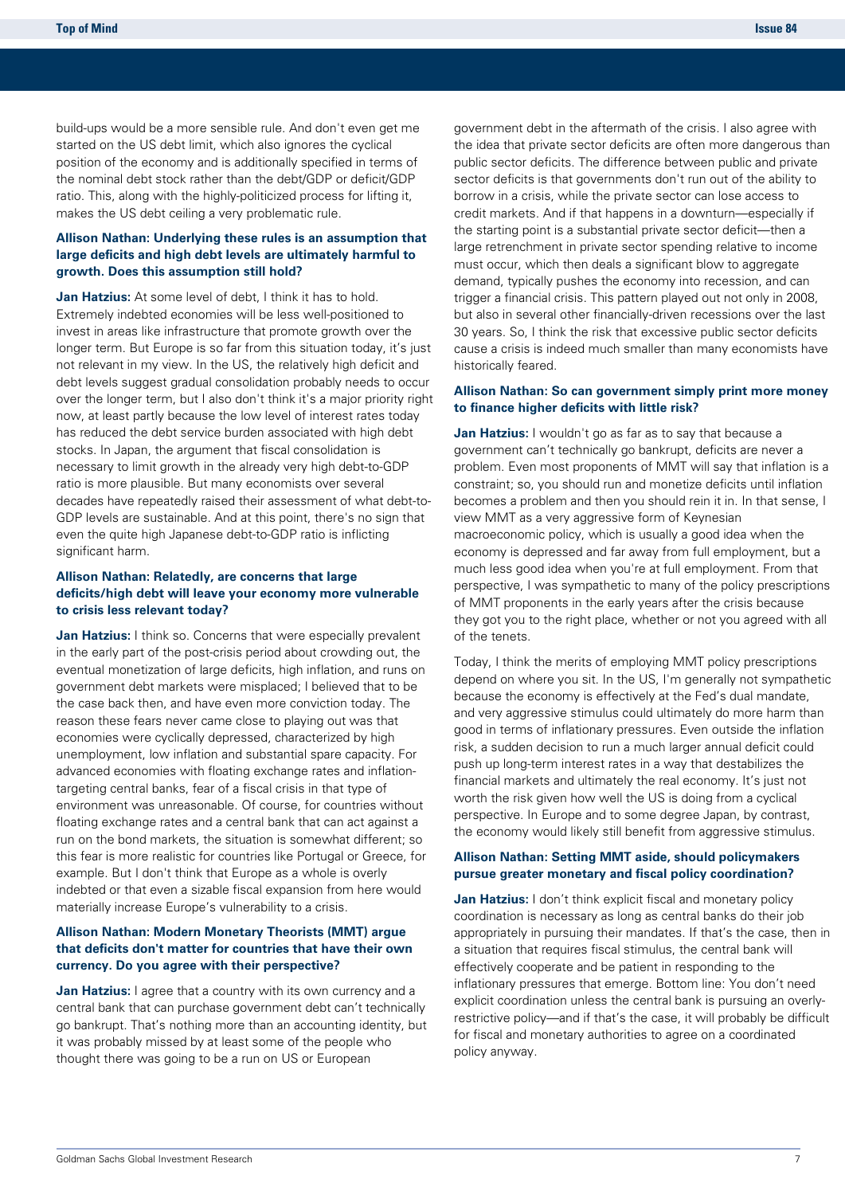build-ups would be a more sensible rule. And don't even get me started on the US debt limit, which also ignores the cyclical position of the economy and is additionally specified in terms of the nominal debt stock rather than the debt/GDP or deficit/GDP ratio. This, along with the highly-politicized process for lifting it, makes the US debt ceiling a very problematic rule.

**Allison Nathan: Underlying these rules is an assumption that large deficits and high debt levels are ultimately harmful to growth. Does this assumption still hold?**

**Jan Hatzius:** At some level of debt, I think it has to hold. Extremely indebted economies will be less well-positioned to invest in areas like infrastructure that promote growth over the longer term. But Europe is so far from this situation today, it's just not relevant in my view. In the US, the relatively high deficit and debt levels suggest gradual consolidation probably needs to occur over the longer term, but I also don't think it's a major priority right now, at least partly because the low level of interest rates today has reduced the debt service burden associated with high debt stocks. In Japan, the argument that fiscal consolidation is necessary to limit growth in the already very high debt-to-GDP ratio is more plausible. But many economists over several decades have repeatedly raised their assessment of what debt-to-GDP levels are sustainable. And at this point, there's no sign that even the quite high Japanese debt-to-GDP ratio is inflicting significant harm.

**Allison Nathan: Relatedly, are concerns that large deficits/high debt will leave your economy more vulnerable to crisis less relevant today?**

**Jan Hatzius:** I think so. Concerns that were especially prevalent in the early part of the post-crisis period about crowding out, the eventual monetization of large deficits, high inflation, and runs on government debt markets were misplaced; I believed that to be the case back then, and have even more conviction today. The reason these fears never came close to playing out was that economies were cyclically depressed, characterized by high unemployment, low inflation and substantial spare capacity. For advanced economies with floating exchange rates and inflation-targeting central banks, fear of a fiscal crisis in that type of environment was unreasonable. Of course, for countries without floating exchange rates and a central bank that can act against a run on the bond markets, the situation is somewhat different; so this fear is more realistic for countries like Portugal or Greece, for example. But I don't think that Europe as a whole is overly indebted or that even a sizable fiscal expansion from here would materially increase Europe's vulnerability to a crisis.

**Allison Nathan: Modern Monetary Theorists (MMT) argue that deficits don't matter for countries that have their own currency. Do you agree with their perspective?**

**Jan Hatzius:** I agree that a country with its own currency and a central bank that can purchase government debt can't technically go bankrupt. That's nothing more than an accounting identity, but it was probably missed by at least some of the people who thought there was going to be a run on US or European government debt in the aftermath of the crisis. I also agree with the idea that private sector deficits are often more dangerous than public sector deficits. The difference between public and private sector deficits is that governments don't run out of the ability to borrow in a crisis, while the private sector can lose access to credit markets. And if that happens in a downturn—especially if the starting point is a substantial private sector deficit—then a large retrenchment in private sector spending relative to income must occur, which then deals a significant blow to aggregate demand, typically pushes the economy into recession, and can trigger a financial crisis. This pattern played out not only in 2008, but also in several other financially-driven recessions over the last 30 years. So, I think the risk that excessive public sector deficits cause a crisis is indeed much smaller than many economists have historically feared.

**Allison Nathan: So can government simply print more money to finance higher deficits with little risk?**

**Jan Hatzius:** I wouldn't go as far as to say that because a government can't technically go bankrupt, deficits are never a problem. Even most proponents of MMT will say that inflation is a constraint; so, you should run and monetize deficits until inflation becomes a problem and then you should rein it in. In that sense, I view MMT as a very aggressive form of Keynesian macroeconomic policy, which is usually a good idea when the economy is depressed and far away from full employment, but a much less good idea when you're at full employment. From that perspective, I was sympathetic to many of the policy prescriptions of MMT proponents in the early years after the crisis because they got you to the right place, whether or not you agreed with all of the tenets.

Today, I think the merits of employing MMT policy prescriptions depend on where you sit. In the US, I'm generally not sympathetic because the economy is effectively at the Fed's dual mandate, and very aggressive stimulus could ultimately do more harm than good in terms of inflationary pressures. Even outside the inflation risk, a sudden decision to run a much larger annual deficit could push up long-term interest rates in a way that destabilizes the financial markets and ultimately the real economy. It's just not worth the risk given how well the US is doing from a cyclical perspective. In Europe and to some degree Japan, by contrast, the economy would likely still benefit from aggressive stimulus.

**Allison Nathan: Setting MMT aside, should policymakers pursue greater monetary and fiscal policy coordination?**

**Jan Hatzius:** I don't think explicit fiscal and monetary policy coordination is necessary as long as central banks do their job appropriately in pursuing their mandates. If that's the case, then in a situation that requires fiscal stimulus, the central bank will effectively cooperate and be patient in responding to the inflationary pressures that emerge. Bottom line: You don't need explicit coordination unless the central bank is pursuing an overly-restrictive policy—and if that's the case, it will probably be difficult for fiscal and monetary authorities to agree on a coordinated policy anyway.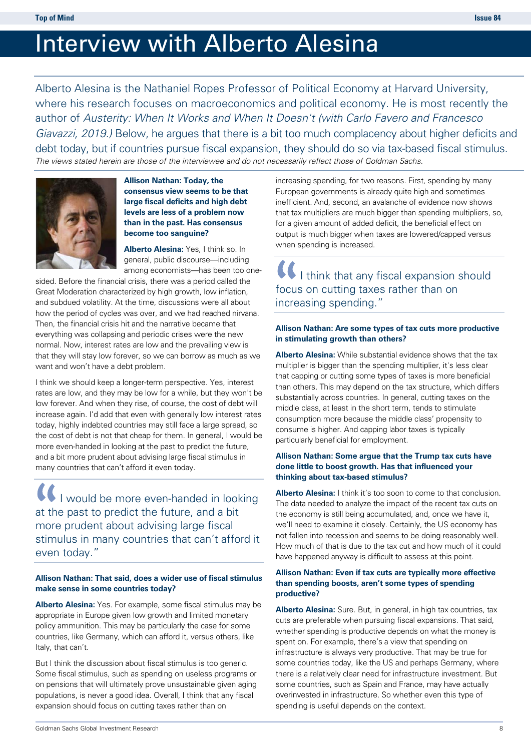# Interview with Alberto Alesina

Alberto Alesina is the Nathaniel Ropes Professor of Political Economy at Harvard University, where his research focuses on macroeconomics and political economy. He is most recently the author of *Austerity: When It Works and When It Doesn't (with Carlo Favero and Francesco Giavazzi, 2019.)* Below, he argues that there is a bit too much complacency about higher deficits and debt today, but if countries pursue fiscal expansion, they should do so via tax-based fiscal stimulus.

*The views stated herein are those of the interviewee and do not necessarily reflect those of Goldman Sachs.*

**Allison Nathan: Today, the consensus view seems to be that large fiscal deficits and high debt levels are less of a problem now than in the past. Has consensus become too sanguine?**

**Alberto Alesina:** Yes, I think so. In general, public discourse—including among economists—has been too one-sided. Before the financial crisis, there was a period called the Great Moderation characterized by high growth, low inflation, and subdued volatility. At the time, discussions were all about how the period of cycles was over, and we had reached nirvana. Then, the financial crisis hit and the narrative became that everything was collapsing and periodic crises were the new normal. Now, interest rates are low and the prevailing view is that they will stay low forever, so we can borrow as much as we want and won't have a debt problem.

I think we should keep a longer-term perspective. Yes, interest rates are low, and they may be low for a while, but they won't be low forever. And when they rise, of course, the cost of debt will increase again. I'd add that even with generally low interest rates today, highly indebted countries may still face a large spread, so the cost of debt is not that cheap for them. In general, I would be more even-handed in looking at the past to predict the future, and a bit more prudent about advising large fiscal stimulus in many countries that can't afford it even today.

> "I would be more even-handed in looking at the past to predict the future, and a bit more prudent about advising large fiscal stimulus in many countries that can't afford it even today."

**Allison Nathan: That said, does a wider use of fiscal stimulus make sense in some countries today?**

**Alberto Alesina:** Yes. For example, some fiscal stimulus may be appropriate in Europe given low growth and limited monetary policy ammunition. This may be particularly the case for some countries, like Germany, which can afford it, versus others, like Italy, that can't.

But I think the discussion about fiscal stimulus is too generic. Some fiscal stimulus, such as spending on useless programs or on pensions that will ultimately prove unsustainable given aging populations, is never a good idea. Overall, I think that any fiscal expansion should focus on cutting taxes rather than on increasing spending, for two reasons. First, spending by many European governments is already quite high and sometimes inefficient. And, second, an avalanche of evidence now shows that tax multipliers are much bigger than spending multipliers, so, for a given amount of added deficit, the beneficial effect on output is much bigger when taxes are lowered/capped versus when spending is increased.

> "I think that any fiscal expansion should focus on cutting taxes rather than on increasing spending."

**Allison Nathan: Are some types of tax cuts more productive in stimulating growth than others?**

**Alberto Alesina:** While substantial evidence shows that the tax multiplier is bigger than the spending multiplier, it's less clear that capping or cutting some types of taxes is more beneficial than others. This may depend on the tax structure, which differs substantially across countries. In general, cutting taxes on the middle class, at least in the short term, tends to stimulate consumption more because the middle class' propensity to consume is higher. And capping labor taxes is typically particularly beneficial for employment.

**Allison Nathan: Some argue that the Trump tax cuts have done little to boost growth. Has that influenced your thinking about tax-based stimulus?**

**Alberto Alesina:** I think it's too soon to come to that conclusion. The data needed to analyze the impact of the recent tax cuts on the economy is still being accumulated, and, once we have it, we'll need to examine it closely. Certainly, the US economy has not fallen into recession and seems to be doing reasonably well. How much of that is due to the tax cut and how much of it could have happened anyway is difficult to assess at this point.

**Allison Nathan: Even if tax cuts are typically more effective than spending boosts, aren't some types of spending productive?**

**Alberto Alesina:** Sure. But, in general, in high tax countries, tax cuts are preferable when pursuing fiscal expansions. That said, whether spending is productive depends on what the money is spent on. For example, there's a view that spending on infrastructure is always very productive. That may be true for some countries today, like the US and perhaps Germany, where there is a relatively clear need for infrastructure investment. But some countries, such as Spain and France, may have actually overinvested in infrastructure. So whether even this type of spending is useful depends on the context.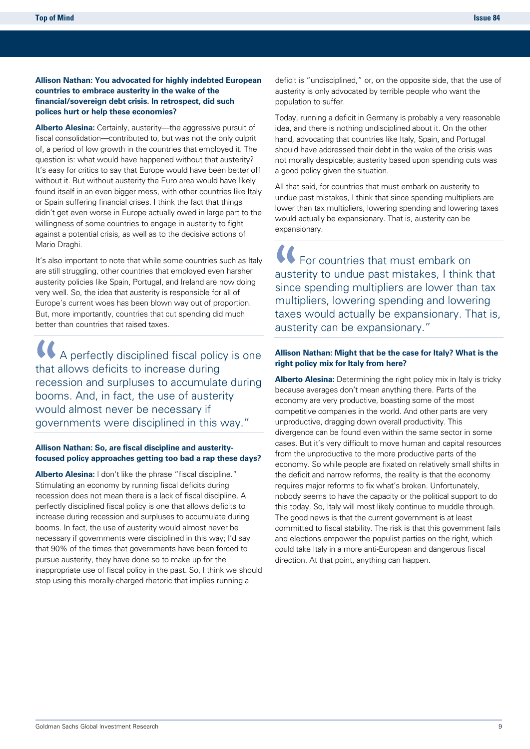**Allison Nathan: You advocated for highly indebted European countries to embrace austerity in the wake of the financial/sovereign debt crisis. In retrospect, did such polices hurt or help these economies?**

**Alberto Alesina:** Certainly, austerity—the aggressive pursuit of fiscal consolidation—contributed to, but was not the only culprit of, a period of low growth in the countries that employed it. The question is: what would have happened without that austerity? It's easy for critics to say that Europe would have been better off without it. But without austerity the Euro area would have likely found itself in an even bigger mess, with other countries like Italy or Spain suffering financial crises. I think the fact that things didn't get even worse in Europe actually owed in large part to the willingness of some countries to engage in austerity to fight against a potential crisis, as well as to the decisive actions of Mario Draghi.

It's also important to note that while some countries such as Italy are still struggling, other countries that employed even harsher austerity policies like Spain, Portugal, and Ireland are now doing very well. So, the idea that austerity is responsible for all of Europe's current woes has been blown way out of proportion. But, more importantly, countries that cut spending did much better than countries that raised taxes.

> "A perfectly disciplined fiscal policy is one that allows deficits to increase during recession and surpluses to accumulate during booms. And, in fact, the use of austerity would almost never be necessary if governments were disciplined in this way."

**Allison Nathan: So, are fiscal discipline and austerity-focused policy approaches getting too bad a rap these days?**

**Alberto Alesina:** I don't like the phrase "fiscal discipline." Stimulating an economy by running fiscal deficits during recession does not mean there is a lack of fiscal discipline. A perfectly disciplined fiscal policy is one that allows deficits to increase during recession and surpluses to accumulate during booms. In fact, the use of austerity would almost never be necessary if governments were disciplined in this way; I'd say that 90% of the times that governments have been forced to pursue austerity, they have done so to make up for the inappropriate use of fiscal policy in the past. So, I think we should stop using this morally-charged rhetoric that implies running a deficit is "undisciplined," or, on the opposite side, that the use of austerity is only advocated by terrible people who want the population to suffer.

Today, running a deficit in Germany is probably a very reasonable idea, and there is nothing undisciplined about it. On the other hand, advocating that countries like Italy, Spain, and Portugal should have addressed their debt in the wake of the crisis was not morally despicable; austerity based upon spending cuts was a good policy given the situation.

All that said, for countries that must embark on austerity to undue past mistakes, I think that since spending multipliers are lower than tax multipliers, lowering spending and lowering taxes would actually be expansionary. That is, austerity can be expansionary.

> "For countries that must embark on austerity to undue past mistakes, I think that since spending multipliers are lower than tax multipliers, lowering spending and lowering taxes would actually be expansionary. That is, austerity can be expansionary."

**Allison Nathan: Might that be the case for Italy? What is the right policy mix for Italy from here?**

**Alberto Alesina:** Determining the right policy mix in Italy is tricky because averages don't mean anything there. Parts of the economy are very productive, boasting some of the most competitive companies in the world. And other parts are very unproductive, dragging down overall productivity. This divergence can be found even within the same sector in some cases. But it's very difficult to move human and capital resources from the unproductive to the more productive parts of the economy. So while people are fixated on relatively small shifts in the deficit and narrow reforms, the reality is that the economy requires major reforms to fix what's broken. Unfortunately, nobody seems to have the capacity or the political support to do this today. So, Italy will most likely continue to muddle through. The good news is that the current government is at least committed to fiscal stability. The risk is that this government fails and elections empower the populist parties on the right, which could take Italy in a more anti-European and dangerous fiscal direction. At that point, anything can happen.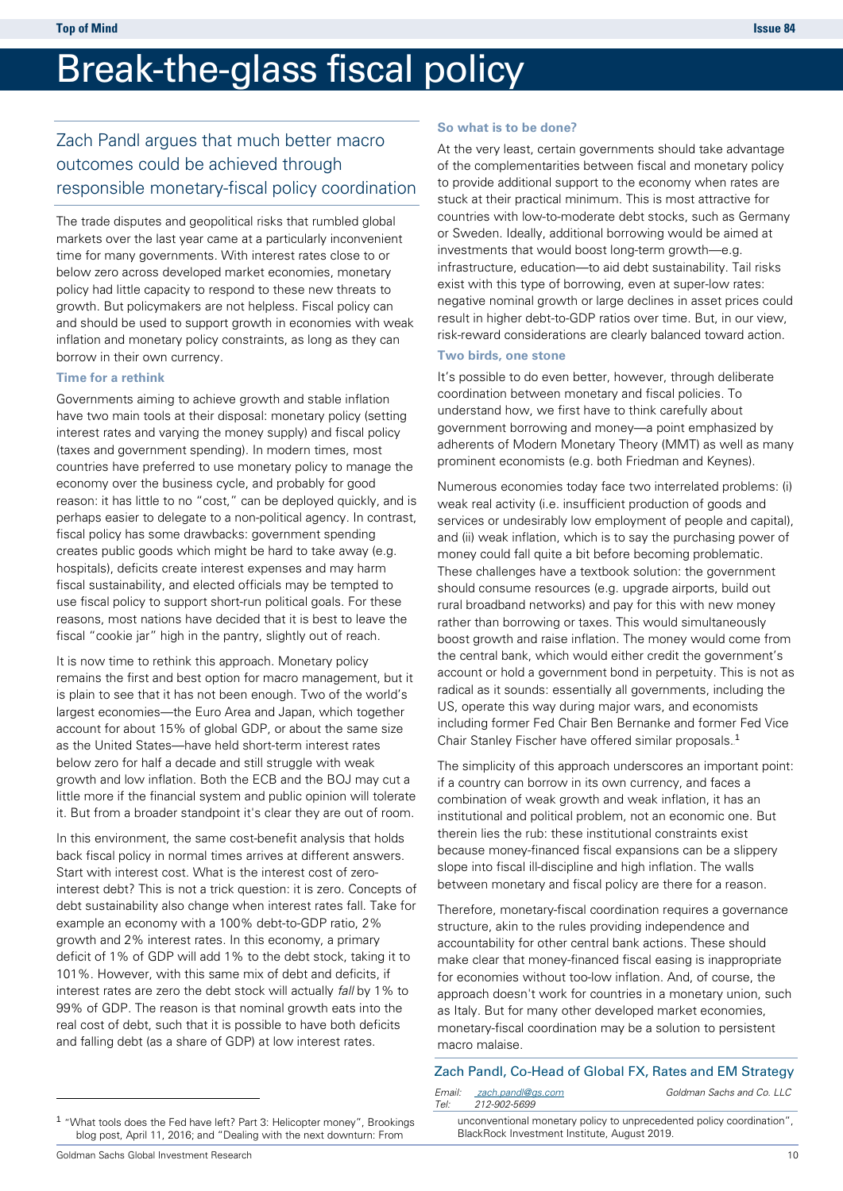# Break-the-glass fiscal policy

## Zach Pandl argues that much better macro outcomes could be achieved through responsible monetary-fiscal policy coordination

The trade disputes and geopolitical risks that rumbled global markets over the last year came at a particularly inconvenient time for many governments. With interest rates close to or below zero across developed market economies, monetary policy had little capacity to respond to these new threats to growth. But policymakers are not helpless. Fiscal policy can and should be used to support growth in economies with weak inflation and monetary policy constraints, as long as they can borrow in their own currency.

### Time for a rethink

Governments aiming to achieve growth and stable inflation have two main tools at their disposal: monetary policy (setting interest rates and varying the money supply) and fiscal policy (taxes and government spending). In modern times, most countries have preferred to use monetary policy to manage the economy over the business cycle, and probably for good reason: it has little to no "cost," can be deployed quickly, and is perhaps easier to delegate to a non-political agency. In contrast, fiscal policy has some drawbacks: government spending creates public goods which might be hard to take away (e.g. hospitals), deficits create interest expenses and may harm fiscal sustainability, and elected officials may be tempted to use fiscal policy to support short-run political goals. For these reasons, most nations have decided that it is best to leave the fiscal "cookie jar" high in the pantry, slightly out of reach.

It is now time to rethink this approach. Monetary policy remains the first and best option for macro management, but it is plain to see that it has not been enough. Two of the world's largest economies—the Euro Area and Japan, which together account for about 15% of global GDP, or about the same size as the United States—have held short-term interest rates below zero for half a decade and still struggle with weak growth and low inflation. Both the ECB and the BOJ may cut a little more if the financial system and public opinion will tolerate it. But from a broader standpoint it's clear they are out of room.

In this environment, the same cost-benefit analysis that holds back fiscal policy in normal times arrives at different answers. Start with interest cost. What is the interest cost of zero-interest debt? This is not a trick question: it is zero. Concepts of debt sustainability also change when interest rates fall. Take for example an economy with a 100% debt-to-GDP ratio, 2% growth and 2% interest rates. In this economy, a primary deficit of 1% of GDP will add 1% to the debt stock, taking it to 101%. However, with this same mix of debt and deficits, if interest rates are zero the debt stock will actually *fall* by 1% to 99% of GDP. The reason is that nominal growth eats into the real cost of debt, such that it is possible to have both deficits and falling debt (as a share of GDP) at low interest rates.

### So what is to be done?

At the very least, certain governments should take advantage of the complementarities between fiscal and monetary policy to provide additional support to the economy when rates are stuck at their practical minimum. This is most attractive for countries with low-to-moderate debt stocks, such as Germany or Sweden. Ideally, additional borrowing would be aimed at investments that would boost long-term growth—e.g. infrastructure, education—to aid debt sustainability. Tail risks exist with this type of borrowing, even at super-low rates: negative nominal growth or large declines in asset prices could result in higher debt-to-GDP ratios over time. But, in our view, risk-reward considerations are clearly balanced toward action.

### Two birds, one stone

It's possible to do even better, however, through deliberate coordination between monetary and fiscal policies. To understand how, we first have to think carefully about government borrowing and money—a point emphasized by adherents of Modern Monetary Theory (MMT) as well as many prominent economists (e.g. both Friedman and Keynes).

Numerous economies today face two interrelated problems: (i) weak real activity (i.e. insufficient production of goods and services or undesirably low employment of people and capital), and (ii) weak inflation, which is to say the purchasing power of money could fall quite a bit before becoming problematic. These challenges have a textbook solution: the government should consume resources (e.g. upgrade airports, build out rural broadband networks) and pay for this with new money rather than borrowing or taxes. This would simultaneously boost growth and raise inflation. The money would come from the central bank, which would either credit the government's account or hold a government bond in perpetuity. This is not as radical as it sounds: essentially all governments, including the US, operate this way during major wars, and economists including former Fed Chair Ben Bernanke and former Fed Vice Chair Stanley Fischer have offered similar proposals.[1]

The simplicity of this approach underscores an important point: if a country can borrow in its own currency, and faces a combination of weak growth and weak inflation, it has an institutional and political problem, not an economic one. But therein lies the rub: these institutional constraints exist because money-financed fiscal expansions can be a slippery slope into fiscal ill-discipline and high inflation. The walls between monetary and fiscal policy are there for a reason.

Therefore, monetary-fiscal coordination requires a governance structure, akin to the rules providing independence and accountability for other central bank actions. These should make clear that money-financed fiscal easing is inappropriate for economies without too-low inflation. And, of course, the approach doesn't work for countries in a monetary union, such as Italy. But for many other developed market economies, monetary-fiscal coordination may be a solution to persistent macro malaise.

**Zach Pandl, Co-Head of Global FX, Rates and EM Strategy**

*Email: zach.pandl@gs.com*
*Tel: 212-902-5699*
*Goldman Sachs and Co. LLC*

[1] "What tools does the Fed have left? Part 3: Helicopter money", Brookings blog post, April 11, 2016; and "Dealing with the next downturn: From unconventional monetary policy to unprecedented policy coordination", BlackRock Investment Institute, August 2019.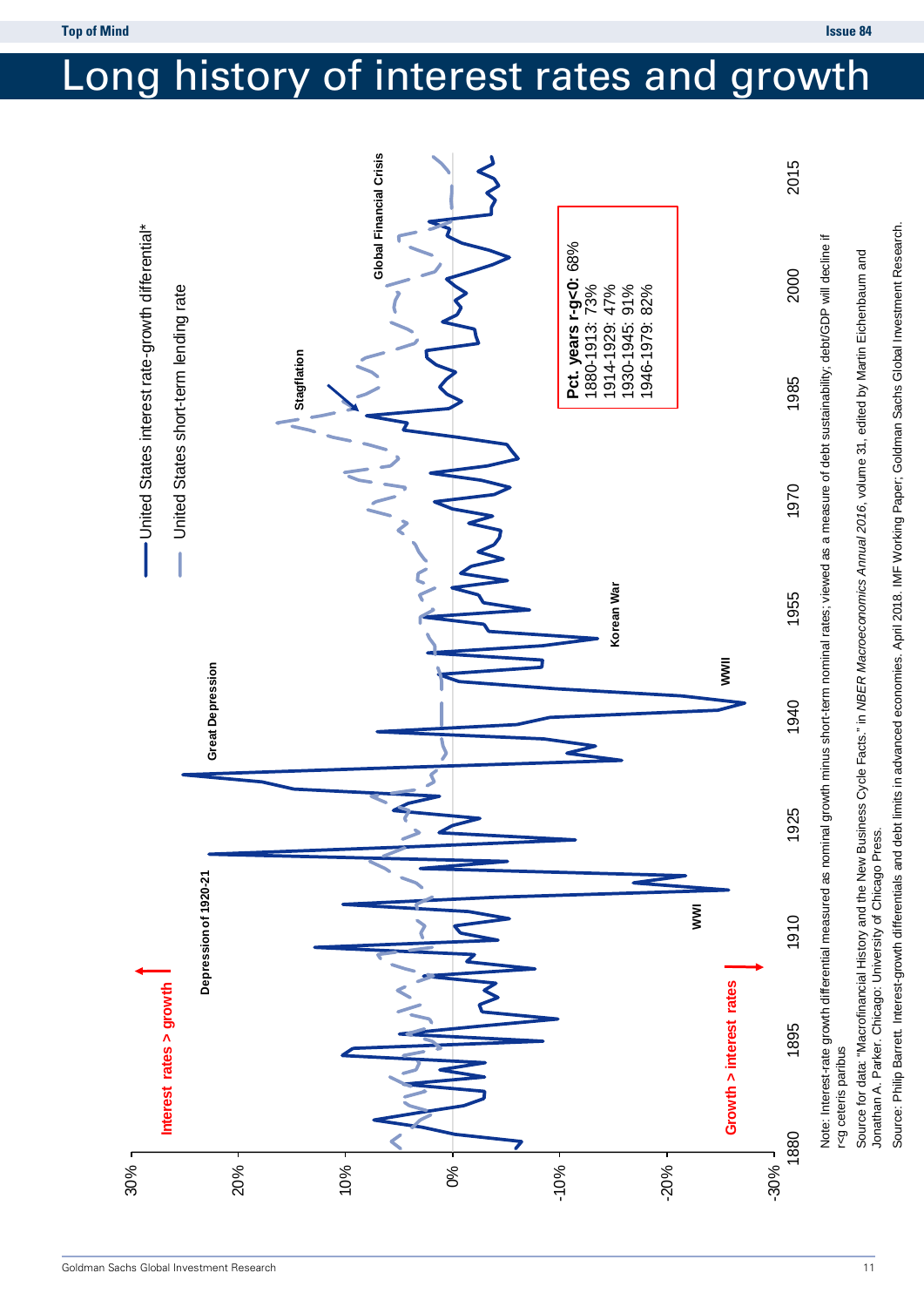# Long history of interest rates and growth

United States interest rate-growth differential*

United States short-term lending rate

Interest rates > growth

Growth > interest rates

Depression of 1920-21

Great Depression

WWI

WWII

Korean War

Stagflation

Global Financial Crisis

**Pct. years r-g<0**: 68%
1880-1913: 73%
1914-1929: 47%
1930-1945: 91%
1946-1979: 82%

Note: Interest-rate growth differential measured as nominal growth minus short-term nominal rates; viewed as a measure of debt sustainability; debt/GDP will decline if r<g ceteris paribus

Source for data: "Macrofinancial History and the New Business Cycle Facts." in *NBER Macroeconomics Annual 2016*, volume 31, edited by Martin Eichenbaum and Jonathan A. Parker. Chicago: University of Chicago Press.

Source: Philip Barrett. Interest-growth differentials and debt limits in advanced economies. April 2018. IMF Working Paper; Goldman Sachs Global Investment Research.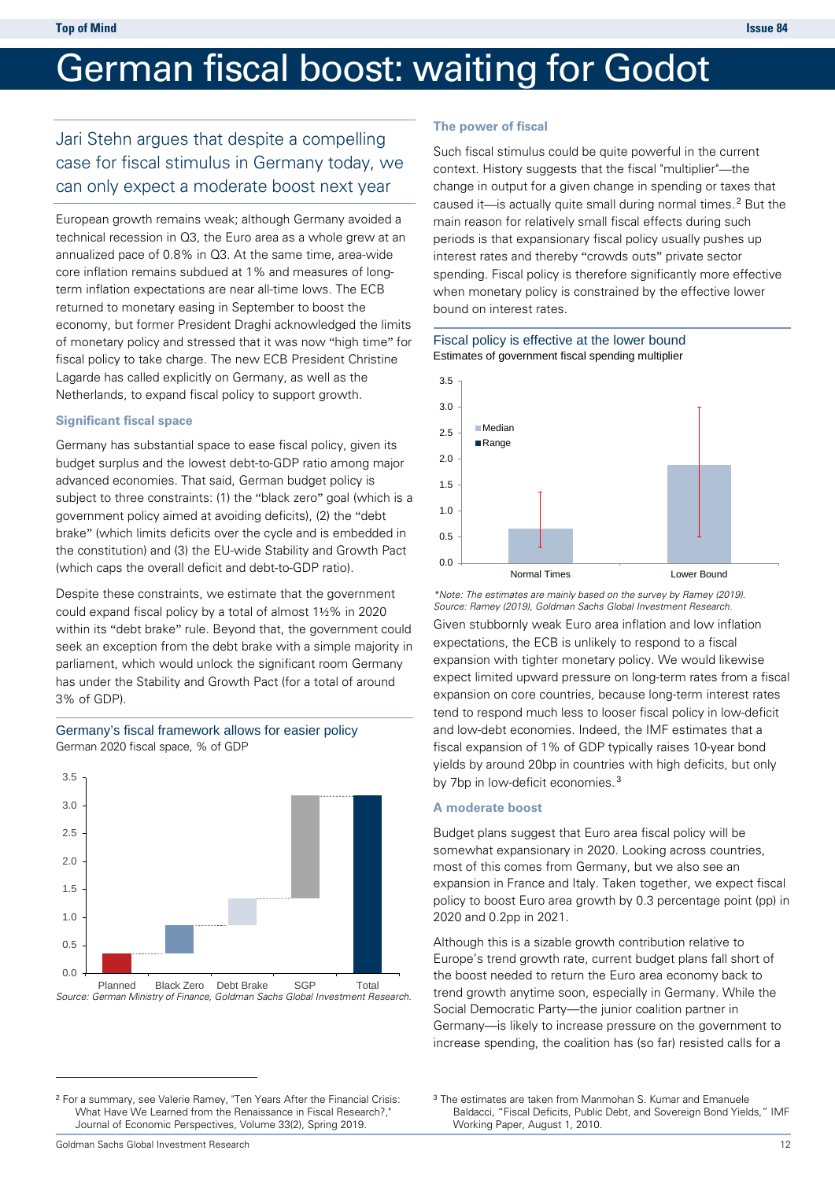# German fiscal boost: waiting for Godot

## Jari Stehn argues that despite a compelling case for fiscal stimulus in Germany today, we can only expect a moderate boost next year

European growth remains weak; although Germany avoided a technical recession in Q3, the Euro area as a whole grew at an annualized pace of 0.8% in Q3. At the same time, area-wide core inflation remains subdued at 1% and measures of long-term inflation expectations are near all-time lows. The ECB returned to monetary easing in September to boost the economy, but former President Draghi acknowledged the limits of monetary policy and stressed that it was now "high time" for fiscal policy to take charge. The new ECB President Christine Lagarde has called explicitly on Germany, as well as the Netherlands, to expand fiscal policy to support growth.

### Significant fiscal space

Germany has substantial space to ease fiscal policy, given its budget surplus and the lowest debt-to-GDP ratio among major advanced economies. That said, German budget policy is subject to three constraints: (1) the "black zero" goal (which is a government policy aimed at avoiding deficits), (2) the "debt brake" (which limits deficits over the cycle and is embedded in the constitution) and (3) the EU-wide Stability and Growth Pact (which caps the overall deficit and debt-to-GDP ratio).

Despite these constraints, we estimate that the government could expand fiscal policy by a total of almost 1½% in 2020 within its "debt brake" rule. Beyond that, the government could seek an exception from the debt brake with a simple majority in parliament, which would unlock the significant room Germany has under the Stability and Growth Pact (for a total of around 3% of GDP).

**Germany's fiscal framework allows for easier policy**

German 2020 fiscal space, % of GDP

Source: German Ministry of Finance, Goldman Sachs Global Investment Research.

### The power of fiscal

Such fiscal stimulus could be quite powerful in the current context. History suggests that the fiscal "multiplier"—the change in output for a given change in spending or taxes that caused it—is actually quite small during normal times.[2] But the main reason for relatively small fiscal effects during such periods is that expansionary fiscal policy usually pushes up interest rates and thereby "crowds outs" private sector spending. Fiscal policy is therefore significantly more effective when monetary policy is constrained by the effective lower bound on interest rates.

**Fiscal policy is effective at the lower bound**

Estimates of government fiscal spending multiplier

*\*Note: The estimates are mainly based on the survey by Ramey (2019).*
*Source: Ramey (2019), Goldman Sachs Global Investment Research.*

Given stubbornly weak Euro area inflation and low inflation expectations, the ECB is unlikely to respond to a fiscal expansion with tighter monetary policy. We would likewise expect limited upward pressure on long-term rates from a fiscal expansion on core countries, because long-term interest rates tend to respond much less to looser fiscal policy in low-deficit and low-debt economies. Indeed, the IMF estimates that a fiscal expansion of 1% of GDP typically raises 10-year bond yields by around 20bp in countries with high deficits, but only by 7bp in low-deficit economies.[3]

### A moderate boost

Budget plans suggest that Euro area fiscal policy will be somewhat expansionary in 2020. Looking across countries, most of this comes from Germany, but we also see an expansion in France and Italy. Taken together, we expect fiscal policy to boost Euro area growth by 0.3 percentage point (pp) in 2020 and 0.2pp in 2021.

Although this is a sizable growth contribution relative to Europe's trend growth rate, current budget plans fall short of the boost needed to return the Euro area economy back to trend growth anytime soon, especially in Germany. While the Social Democratic Party—the junior coalition partner in Germany—is likely to increase pressure on the government to increase spending, the coalition has (so far) resisted calls for a

---

[2] For a summary, see Valerie Ramey, "Ten Years After the Financial Crisis: What Have We Learned from the Renaissance in Fiscal Research?," Journal of Economic Perspectives, Volume 33(2), Spring 2019.

[3] The estimates are taken from Manmohan S. Kumar and Emanuele Baldacci, "Fiscal Deficits, Public Debt, and Sovereign Bond Yields," IMF Working Paper, August 1, 2010.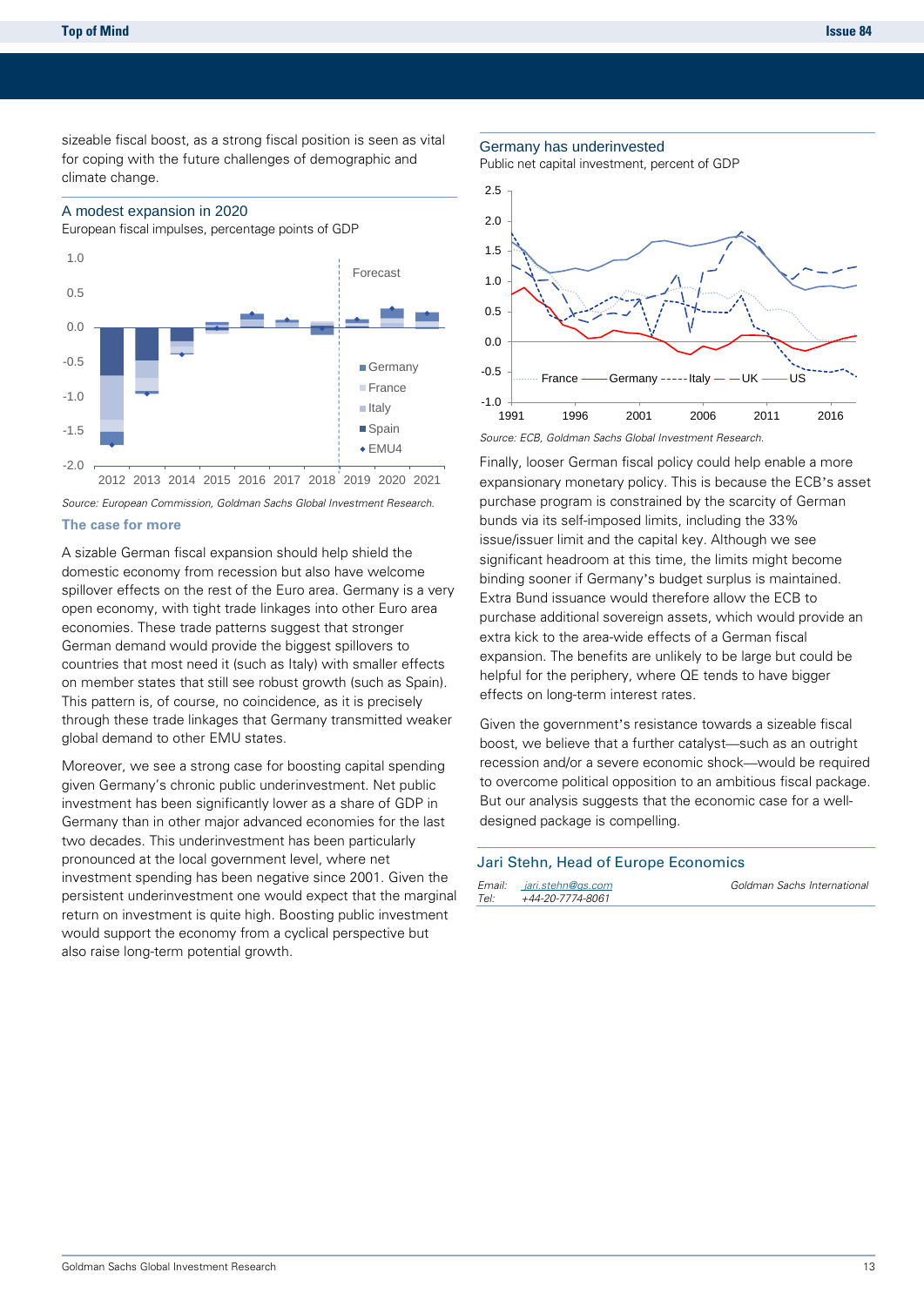sizeable fiscal boost, as a strong fiscal position is seen as vital for coping with the future challenges of demographic and climate change.

### A modest expansion in 2020

European fiscal impulses, percentage points of GDP

*Source: European Commission, Goldman Sachs Global Investment Research.*

### The case for more

A sizable German fiscal expansion should help shield the domestic economy from recession but also have welcome spillover effects on the rest of the Euro area. Germany is a very open economy, with tight trade linkages into other Euro area economies. These trade patterns suggest that stronger German demand would provide the biggest spillovers to countries that most need it (such as Italy) with smaller effects on member states that still see robust growth (such as Spain). This pattern is, of course, no coincidence, as it is precisely through these trade linkages that Germany transmitted weaker global demand to other EMU states.

Moreover, we see a strong case for boosting capital spending given Germany's chronic public underinvestment. Net public investment has been significantly lower as a share of GDP in Germany than in other major advanced economies for the last two decades. This underinvestment has been particularly pronounced at the local government level, where net investment spending has been negative since 2001. Given the persistent underinvestment one would expect that the marginal return on investment is quite high. Boosting public investment would support the economy from a cyclical perspective but also raise long-term potential growth.

### Germany has underinvested

Public net capital investment, percent of GDP

*Source: ECB, Goldman Sachs Global Investment Research.*

Finally, looser German fiscal policy could help enable a more expansionary monetary policy. This is because the ECB's asset purchase program is constrained by the scarcity of German bunds via its self-imposed limits, including the 33% issue/issuer limit and the capital key. Although we see significant headroom at this time, the limits might become binding sooner if Germany's budget surplus is maintained. Extra Bund issuance would therefore allow the ECB to purchase additional sovereign assets, which would provide an extra kick to the area-wide effects of a German fiscal expansion. The benefits are unlikely to be large but could be helpful for the periphery, where QE tends to have bigger effects on long-term interest rates.

Given the government's resistance towards a sizeable fiscal boost, we believe that a further catalyst—such as an outright recession and/or a severe economic shock—would be required to overcome political opposition to an ambitious fiscal package. But our analysis suggests that the economic case for a well-designed package is compelling.

**Jari Stehn, Head of Europe Economics**

*Email:* jari.stehn@gs.com
*Tel:* +44-20-7774-8061
*Goldman Sachs International*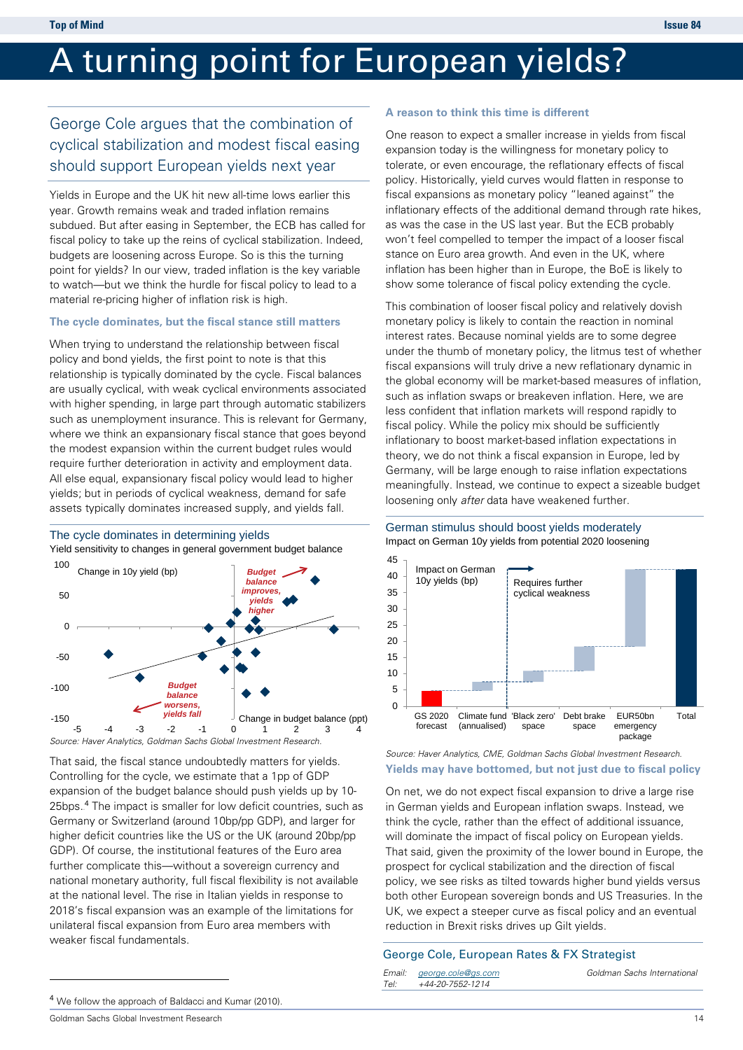# A turning point for European yields?

## George Cole argues that the combination of cyclical stabilization and modest fiscal easing should support European yields next year

Yields in Europe and the UK hit new all-time lows earlier this year. Growth remains weak and traded inflation remains subdued. But after easing in September, the ECB has called for fiscal policy to take up the reins of cyclical stabilization. Indeed, budgets are loosening across Europe. So is this the turning point for yields? In our view, traded inflation is the key variable to watch—but we think the hurdle for fiscal policy to lead to a material re-pricing higher of inflation risk is high.

### The cycle dominates, but the fiscal stance still matters

When trying to understand the relationship between fiscal policy and bond yields, the first point to note is that this relationship is typically dominated by the cycle. Fiscal balances are usually cyclical, with weak cyclical environments associated with higher spending, in large part through automatic stabilizers such as unemployment insurance. This is relevant for Germany, where we think an expansionary fiscal stance that goes beyond the modest expansion within the current budget rules would require further deterioration in activity and employment data. All else equal, expansionary fiscal policy would lead to higher yields; but in periods of cyclical weakness, demand for safe assets typically dominates increased supply, and yields fall.

**The cycle dominates in determining yields**

Yield sensitivity to changes in general government budget balance

Source: Haver Analytics, Goldman Sachs Global Investment Research.

That said, the fiscal stance undoubtedly matters for yields. Controlling for the cycle, we estimate that a 1pp of GDP expansion of the budget balance should push yields up by 10-25bps.[4] The impact is smaller for low deficit countries, such as Germany or Switzerland (around 10bp/pp GDP), and larger for higher deficit countries like the US or the UK (around 20bp/pp GDP). Of course, the institutional features of the Euro area further complicate this—without a sovereign currency and national monetary authority, full fiscal flexibility is not available at the national level. The rise in Italian yields in response to 2018's fiscal expansion was an example of the limitations for unilateral fiscal expansion from Euro area members with weaker fiscal fundamentals.

### A reason to think this time is different

One reason to expect a smaller increase in yields from fiscal expansion today is the willingness for monetary policy to tolerate, or even encourage, the reflationary effects of fiscal policy. Historically, yield curves would flatten in response to fiscal expansions as monetary policy "leaned against" the inflationary effects of the additional demand through rate hikes, as was the case in the US last year. But the ECB probably won't feel compelled to temper the impact of a looser fiscal stance on Euro area growth. And even in the UK, where inflation has been higher than in Europe, the BoE is likely to show some tolerance of fiscal policy extending the cycle.

This combination of looser fiscal policy and relatively dovish monetary policy is likely to contain the reaction in nominal interest rates. Because nominal yields are to some degree under the thumb of monetary policy, the litmus test of whether fiscal expansions will truly drive a new reflationary dynamic in the global economy will be market-based measures of inflation, such as inflation swaps or breakeven inflation. Here, we are less confident that inflation markets will respond rapidly to fiscal policy. While the policy mix should be sufficiently inflationary to boost market-based inflation expectations in theory, we do not think a fiscal expansion in Europe, led by Germany, will be large enough to raise inflation expectations meaningfully. Instead, we continue to expect a sizeable budget loosening only *after* data have weakened further.

**German stimulus should boost yields moderately**

Impact on German 10y yields from potential 2020 loosening

Source: Haver Analytics, CME, Goldman Sachs Global Investment Research.

### Yields may have bottomed, but not just due to fiscal policy

On net, we do not expect fiscal expansion to drive a large rise in German yields and European inflation swaps. Instead, we think the cycle, rather than the effect of additional issuance, will dominate the impact of fiscal policy on European yields. That said, given the proximity of the lower bound in Europe, the prospect for cyclical stabilization and the direction of fiscal policy, we see risks as tilted towards higher bund yields versus both other European sovereign bonds and US Treasuries. In the UK, we expect a steeper curve as fiscal policy and an eventual reduction in Brexit risks drives up Gilt yields.

**George Cole, European Rates & FX Strategist**

Email: george.cole@gs.com — Goldman Sachs International
Tel: +44-20-7552-1214

[4] We follow the approach of Baldacci and Kumar (2010).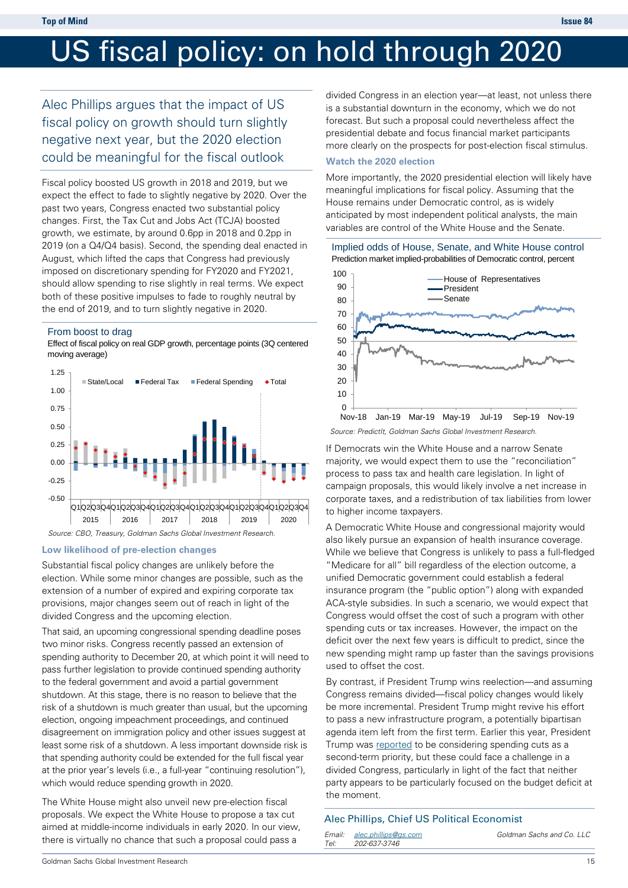#  US fiscal policy: on hold through 2020

## Alec Phillips argues that the impact of US fiscal policy on growth should turn slightly negative next year, but the 2020 election could be meaningful for the fiscal outlook

Fiscal policy boosted US growth in 2018 and 2019, but we expect the effect to fade to slightly negative by 2020. Over the past two years, Congress enacted two substantial policy changes. First, the Tax Cut and Jobs Act (TCJA) boosted growth, we estimate, by around 0.6pp in 2018 and 0.2pp in 2019 (on a Q4/Q4 basis). Second, the spending deal enacted in August, which lifted the caps that Congress had previously imposed on discretionary spending for FY2020 and FY2021, should allow spending to rise slightly in real terms. We expect both of these positive impulses to fade to roughly neutral by the end of 2019, and to turn slightly negative in 2020.

**From boost to drag**

Effect of fiscal policy on real GDP growth, percentage points (3Q centered moving average)

Source: CBO, Treasury, Goldman Sachs Global Investment Research.

### Low likelihood of pre-election changes

Substantial fiscal policy changes are unlikely before the election. While some minor changes are possible, such as the extension of a number of expired and expiring corporate tax provisions, major changes seem out of reach in light of the divided Congress and the upcoming election.

That said, an upcoming congressional spending deadline poses two minor risks. Congress recently passed an extension of spending authority to December 20, at which point it will need to pass further legislation to provide continued spending authority to the federal government and avoid a partial government shutdown. At this stage, there is no reason to believe that the risk of a shutdown is much greater than usual, but the upcoming election, ongoing impeachment proceedings, and continued disagreement on immigration policy and other issues suggest at least some risk of a shutdown. A less important downside risk is that spending authority could be extended for the full fiscal year at the prior year's levels (i.e., a full-year "continuing resolution"), which would reduce spending growth in 2020.

The White House might also unveil new pre-election fiscal proposals. We expect the White House to propose a tax cut aimed at middle-income individuals in early 2020. In our view, there is virtually no chance that such a proposal could pass a divided Congress in an election year—at least, not unless there is a substantial downturn in the economy, which we do not forecast. But such a proposal could nevertheless affect the presidential debate and focus financial market participants more clearly on the prospects for post-election fiscal stimulus.

### Watch the 2020 election

More importantly, the 2020 presidential election will likely have meaningful implications for fiscal policy. Assuming that the House remains under Democratic control, as is widely anticipated by most independent political analysts, the main variables are control of the White House and the Senate.

**Implied odds of House, Senate, and White House control**

Prediction market implied-probabilities of Democratic control, percent

Source: PredictIt, Goldman Sachs Global Investment Research.

If Democrats win the White House and a narrow Senate majority, we would expect them to use the "reconciliation" process to pass tax and health care legislation. In light of campaign proposals, this would likely involve a net increase in corporate taxes, and a redistribution of tax liabilities from lower to higher income taxpayers.

A Democratic White House and congressional majority would also likely pursue an expansion of health insurance coverage. While we believe that Congress is unlikely to pass a full-fledged "Medicare for all" bill regardless of the election outcome, a unified Democratic government could establish a federal insurance program (the "public option") along with expanded ACA-style subsidies. In such a scenario, we would expect that Congress would offset the cost of such a program with other spending cuts or tax increases. However, the impact on the deficit over the next few years is difficult to predict, since the new spending might ramp up faster than the savings provisions used to offset the cost.

By contrast, if President Trump wins reelection—and assuming Congress remains divided—fiscal policy changes would likely be more incremental. President Trump might revive his effort to pass a new infrastructure program, a potentially bipartisan agenda item left from the first term. Earlier this year, President Trump was reported to be considering spending cuts as a second-term priority, but these could face a challenge in a divided Congress, particularly in light of the fact that neither party appears to be particularly focused on the budget deficit at the moment.

**Alec Phillips, Chief US Political Economist**

Email: alec.phillips@gs.com  
Tel: 202-637-3746  
Goldman Sachs and Co. LLC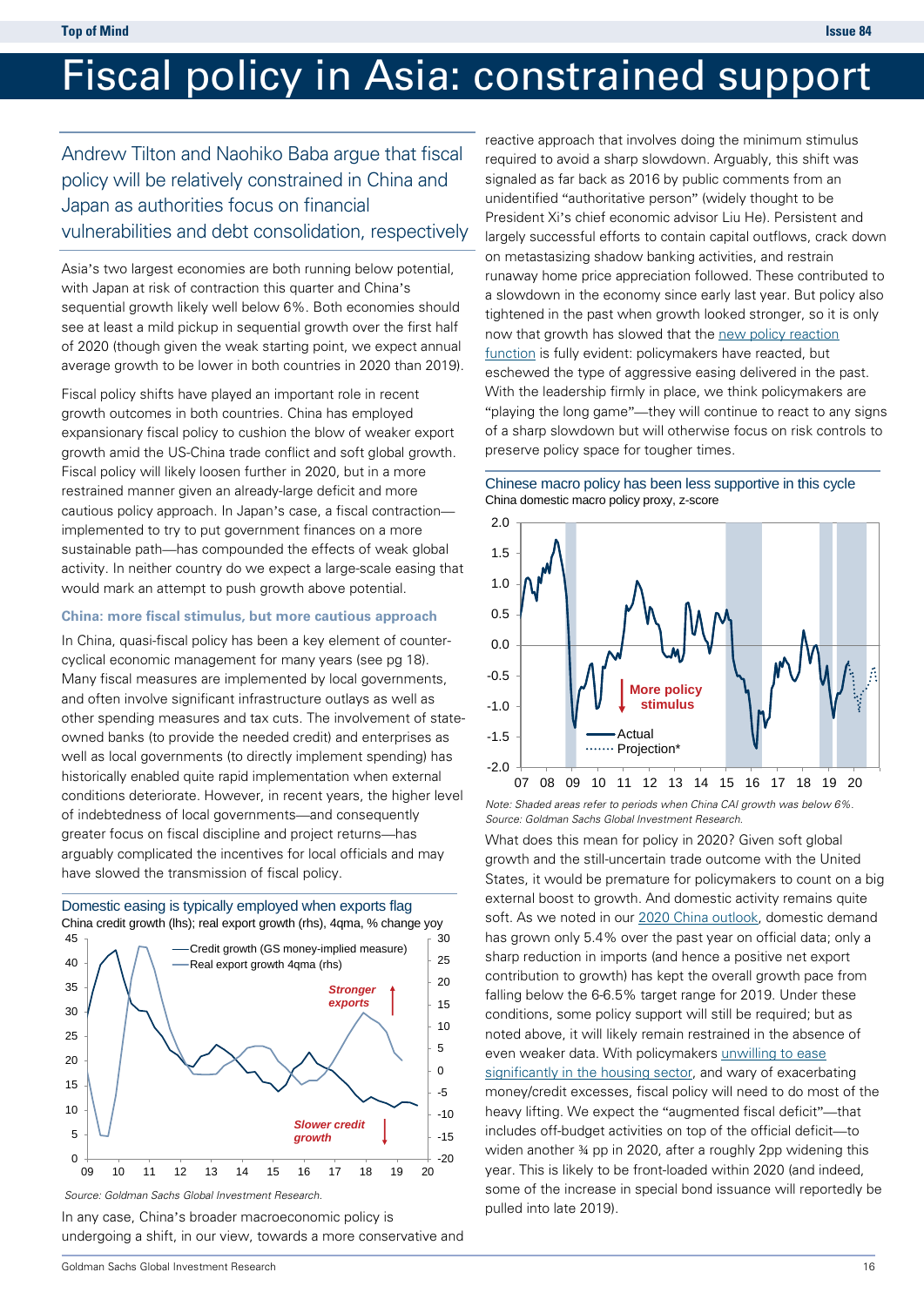# Fiscal policy in Asia: constrained support

Andrew Tilton and Naohiko Baba argue that fiscal policy will be relatively constrained in China and Japan as authorities focus on financial vulnerabilities and debt consolidation, respectively

Asia's two largest economies are both running below potential, with Japan at risk of contraction this quarter and China's sequential growth likely well below 6%. Both economies should see at least a mild pickup in sequential growth over the first half of 2020 (though given the weak starting point, we expect annual average growth to be lower in both countries in 2020 than 2019).

Fiscal policy shifts have played an important role in recent growth outcomes in both countries. China has employed expansionary fiscal policy to cushion the blow of weaker export growth amid the US-China trade conflict and soft global growth. Fiscal policy will likely loosen further in 2020, but in a more restrained manner given an already-large deficit and more cautious policy approach. In Japan's case, a fiscal contraction—implemented to try to put government finances on a more sustainable path—has compounded the effects of weak global activity. In neither country do we expect a large-scale easing that would mark an attempt to push growth above potential.

### China: more fiscal stimulus, but more cautious approach

In China, quasi-fiscal policy has been a key element of counter-cyclical economic management for many years (see pg 18). Many fiscal measures are implemented by local governments, and often involve significant infrastructure outlays as well as other spending measures and tax cuts. The involvement of state-owned banks (to provide the needed credit) and enterprises as well as local governments (to directly implement spending) has historically enabled quite rapid implementation when external conditions deteriorate. However, in recent years, the higher level of indebtedness of local governments—and consequently greater focus on fiscal discipline and project returns—has arguably complicated the incentives for local officials and may have slowed the transmission of fiscal policy.

**Domestic easing is typically employed when exports flag**

China credit growth (lhs); real export growth (rhs), 4qma, % change yoy

*Source: Goldman Sachs Global Investment Research.*

In any case, China's broader macroeconomic policy is undergoing a shift, in our view, towards a more conservative and reactive approach that involves doing the minimum stimulus required to avoid a sharp slowdown. Arguably, this shift was signaled as far back as 2016 by public comments from an unidentified "authoritative person" (widely thought to be President Xi's chief economic advisor Liu He). Persistent and largely successful efforts to contain capital outflows, crack down on metastasizing shadow banking activities, and restrain runaway home price appreciation followed. These contributed to a slowdown in the economy since early last year. But policy also tightened in the past when growth looked stronger, so it is only now that growth has slowed that the new policy reaction function is fully evident: policymakers have reacted, but eschewed the type of aggressive easing delivered in the past. With the leadership firmly in place, we think policymakers are "playing the long game"—they will continue to react to any signs of a sharp slowdown but will otherwise focus on risk controls to preserve policy space for tougher times.

**Chinese macro policy has been less supportive in this cycle**

China domestic macro policy proxy, z-score

*Note: Shaded areas refer to periods when China CAI growth was below 6%.*
*Source: Goldman Sachs Global Investment Research.*

What does this mean for policy in 2020? Given soft global growth and the still-uncertain trade outcome with the United States, it would be premature for policymakers to count on a big external boost to growth. And domestic activity remains quite soft. As we noted in our 2020 China outlook, domestic demand has grown only 5.4% over the past year on official data; only a sharp reduction in imports (and hence a positive net export contribution to growth) has kept the overall growth pace from falling below the 6-6.5% target range for 2019. Under these conditions, some policy support will still be required; but as noted above, it will likely remain restrained in the absence of even weaker data. With policymakers unwilling to ease significantly in the housing sector, and wary of exacerbating money/credit excesses, fiscal policy will need to do most of the heavy lifting. We expect the "augmented fiscal deficit"—that includes off-budget activities on top of the official deficit—to widen another ¾ pp in 2020, after a roughly 2pp widening this year. This is likely to be front-loaded within 2020 (and indeed, some of the increase in special bond issuance will reportedly be pulled into late 2019).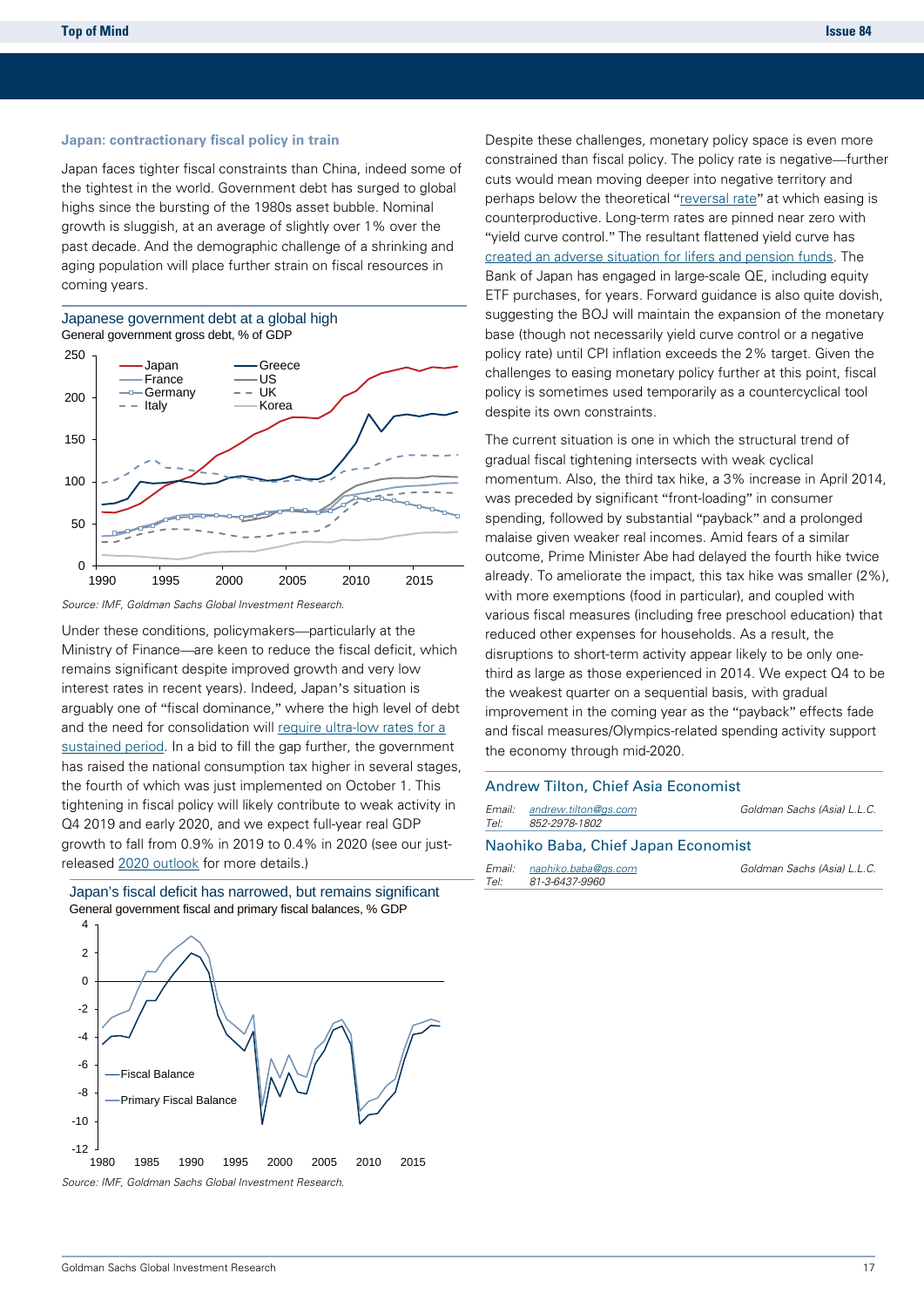### Japan: contractionary fiscal policy in train

Japan faces tighter fiscal constraints than China, indeed some of the tightest in the world. Government debt has surged to global highs since the bursting of the 1980s asset bubble. Nominal growth is sluggish, at an average of slightly over 1% over the past decade. And the demographic challenge of a shrinking and aging population will place further strain on fiscal resources in coming years.

**Japanese government debt at a global high**

General government gross debt, % of GDP

Source: IMF, Goldman Sachs Global Investment Research.

Under these conditions, policymakers—particularly at the Ministry of Finance—are keen to reduce the fiscal deficit, which remains significant despite improved growth and very low interest rates in recent years). Indeed, Japan's situation is arguably one of "fiscal dominance," where the high level of debt and the need for consolidation will require ultra-low rates for a sustained period. In a bid to fill the gap further, the government has raised the national consumption tax higher in several stages, the fourth of which was just implemented on October 1. This tightening in fiscal policy will likely contribute to weak activity in Q4 2019 and early 2020, and we expect full-year real GDP growth to fall from 0.9% in 2019 to 0.4% in 2020 (see our just-released 2020 outlook for more details.)

**Japan's fiscal deficit has narrowed, but remains significant**

General government fiscal and primary fiscal balances, % GDP

Source: IMF, Goldman Sachs Global Investment Research.

Despite these challenges, monetary policy space is even more constrained than fiscal policy. The policy rate is negative—further cuts would mean moving deeper into negative territory and perhaps below the theoretical "reversal rate" at which easing is counterproductive. Long-term rates are pinned near zero with "yield curve control." The resultant flattened yield curve has created an adverse situation for lifers and pension funds. The Bank of Japan has engaged in large-scale QE, including equity ETF purchases, for years. Forward guidance is also quite dovish, suggesting the BOJ will maintain the expansion of the monetary base (though not necessarily yield curve control or a negative policy rate) until CPI inflation exceeds the 2% target. Given the challenges to easing monetary policy further at this point, fiscal policy is sometimes used temporarily as a countercyclical tool despite its own constraints.

The current situation is one in which the structural trend of gradual fiscal tightening intersects with weak cyclical momentum. Also, the third tax hike, a 3% increase in April 2014, was preceded by significant "front-loading" in consumer spending, followed by substantial "payback" and a prolonged malaise given weaker real incomes. Amid fears of a similar outcome, Prime Minister Abe had delayed the fourth hike twice already. To ameliorate the impact, this tax hike was smaller (2%), with more exemptions (food in particular), and coupled with various fiscal measures (including free preschool education) that reduced other expenses for households. As a result, the disruptions to short-term activity appear likely to be only one-third as large as those experienced in 2014. We expect Q4 to be the weakest quarter on a sequential basis, with gradual improvement in the coming year as the "payback" effects fade and fiscal measures/Olympics-related spending activity support the economy through mid-2020.

**Andrew Tilton, Chief Asia Economist**

*Email:* andrew.tilton@gs.com
*Tel:* 852-2978-1802
*Goldman Sachs (Asia) L.L.C.*

**Naohiko Baba, Chief Japan Economist**

*Email:* naohiko.baba@gs.com
*Tel:* 81-3-6437-9960
*Goldman Sachs (Asia) L.L.C.*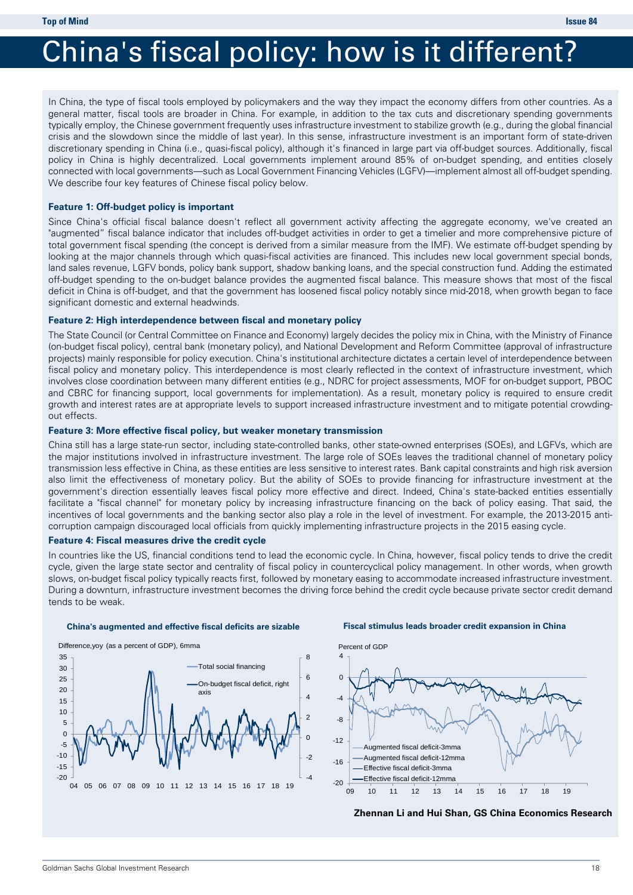# China's fiscal policy: how is it different?

In China, the type of fiscal tools employed by policymakers and the way they impact the economy differs from other countries. As a general matter, fiscal tools are broader in China. For example, in addition to the tax cuts and discretionary spending governments typically employ, the Chinese government frequently uses infrastructure investment to stabilize growth (e.g., during the global financial crisis and the slowdown since the middle of last year). In this sense, infrastructure investment is an important form of state-driven discretionary spending in China (i.e., quasi-fiscal policy), although it's financed in large part via off-budget sources. Additionally, fiscal policy in China is highly decentralized. Local governments implement around 85% of on-budget spending, and entities closely connected with local governments—such as Local Government Financing Vehicles (LGFV)—implement almost all off-budget spending. We describe four key features of Chinese fiscal policy below.

**Feature 1: Off-budget policy is important**

Since China's official fiscal balance doesn't reflect all government activity affecting the aggregate economy, we've created an "augmented" fiscal balance indicator that includes off-budget activities in order to get a timelier and more comprehensive picture of total government fiscal spending (the concept is derived from a similar measure from the IMF). We estimate off-budget spending by looking at the major channels through which quasi-fiscal activities are financed. This includes new local government special bonds, land sales revenue, LGFV bonds, policy bank support, shadow banking loans, and the special construction fund. Adding the estimated off-budget spending to the on-budget balance provides the augmented fiscal balance. This measure shows that most of the fiscal deficit in China is off-budget, and that the government has loosened fiscal policy notably since mid-2018, when growth began to face significant domestic and external headwinds.

**Feature 2: High interdependence between fiscal and monetary policy**

The State Council (or Central Committee on Finance and Economy) largely decides the policy mix in China, with the Ministry of Finance (on-budget fiscal policy), central bank (monetary policy), and National Development and Reform Committee (approval of infrastructure projects) mainly responsible for policy execution. China's institutional architecture dictates a certain level of interdependence between fiscal policy and monetary policy. This interdependence is most clearly reflected in the context of infrastructure investment, which involves close coordination between many different entities (e.g., NDRC for project assessments, MOF for on-budget support, PBOC and CBRC for financing support, local governments for implementation). As a result, monetary policy is required to ensure credit growth and interest rates are at appropriate levels to support increased infrastructure investment and to mitigate potential crowding-out effects.

**Feature 3: More effective fiscal policy, but weaker monetary transmission**

China still has a large state-run sector, including state-controlled banks, other state-owned enterprises (SOEs), and LGFVs, which are the major institutions involved in infrastructure investment. The large role of SOEs leaves the traditional channel of monetary policy transmission less effective in China, as these entities are less sensitive to interest rates. Bank capital constraints and high risk aversion also limit the effectiveness of monetary policy. But the ability of SOEs to provide financing for infrastructure investment at the government's direction essentially leaves fiscal policy more effective and direct. Indeed, China's state-backed entities essentially facilitate a "fiscal channel" for monetary policy by increasing infrastructure financing on the back of policy easing. That said, the incentives of local governments and the banking sector also play a role in the level of investment. For example, the 2013-2015 anti-corruption campaign discouraged local officials from quickly implementing infrastructure projects in the 2015 easing cycle.

**Feature 4: Fiscal measures drive the credit cycle**

In countries like the US, financial conditions tend to lead the economic cycle. In China, however, fiscal policy tends to drive the credit cycle, given the large state sector and centrality of fiscal policy in countercyclical policy management. In other words, when growth slows, on-budget fiscal policy typically reacts first, followed by monetary easing to accommodate increased infrastructure investment. During a downturn, infrastructure investment becomes the driving force behind the credit cycle because private sector credit demand tends to be weak.

**China's augmented and effective fiscal deficits are sizable**

Difference,yoy (as a percent of GDP), 6mma

Legend: Total social financing; On-budget fiscal deficit, right axis

**Fiscal stimulus leads broader credit expansion in China**

Percent of GDP

Legend: Augmented fiscal deficit-3mma; Augmented fiscal deficit-12mma; Effective fiscal deficit-3mma; Effective fiscal deficit-12mma

**Zhennan Li and Hui Shan, GS China Economics Research**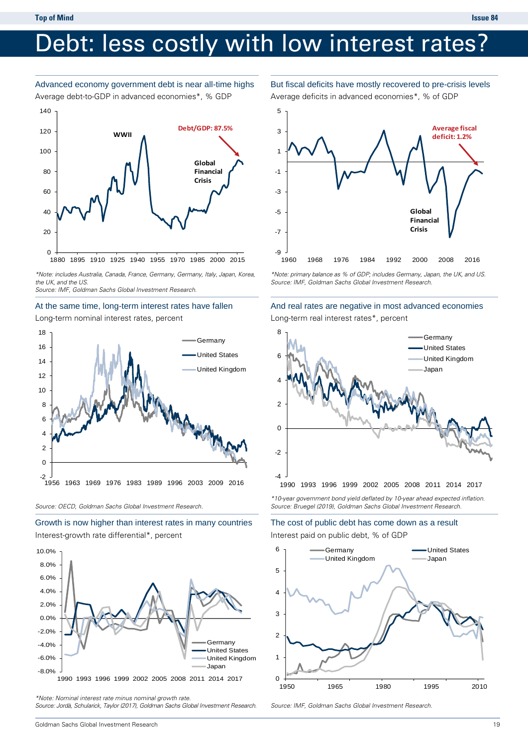# Debt: less costly with low interest rates?

### Advanced economy government debt is near all-time highs

Average debt-to-GDP in advanced economies*, % GDP

*Note: includes Australia, Canada, France, Germany, Germany, Italy, Japan, Korea, the UK, and the US.
Source: IMF, Goldman Sachs Global Investment Research.

### But fiscal deficits have mostly recovered to pre-crisis levels

Average deficits in advanced economies*, % of GDP

*Note: primary balance as % of GDP; includes Germany, Japan, the UK, and US.
Source: IMF, Goldman Sachs Global Investment Research.

### At the same time, long-term interest rates have fallen

Long-term nominal interest rates, percent

Source: OECD, Goldman Sachs Global Investment Research.

### And real rates are negative in most advanced economies

Long-term real interest rates*, percent

*10-year government bond yield deflated by 10-year ahead expected inflation.
Source: Bruegel (2019), Goldman Sachs Global Investment Research.

### Growth is now higher than interest rates in many countries

Interest-growth rate differential*, percent

*Note: Nominal interest rate minus nominal growth rate.
Source: Jordà, Schularick, Taylor (2017), Goldman Sachs Global Investment Research.

### The cost of public debt has come down as a result

Interest paid on public debt, % of GDP

Source: IMF, Goldman Sachs Global Investment Research.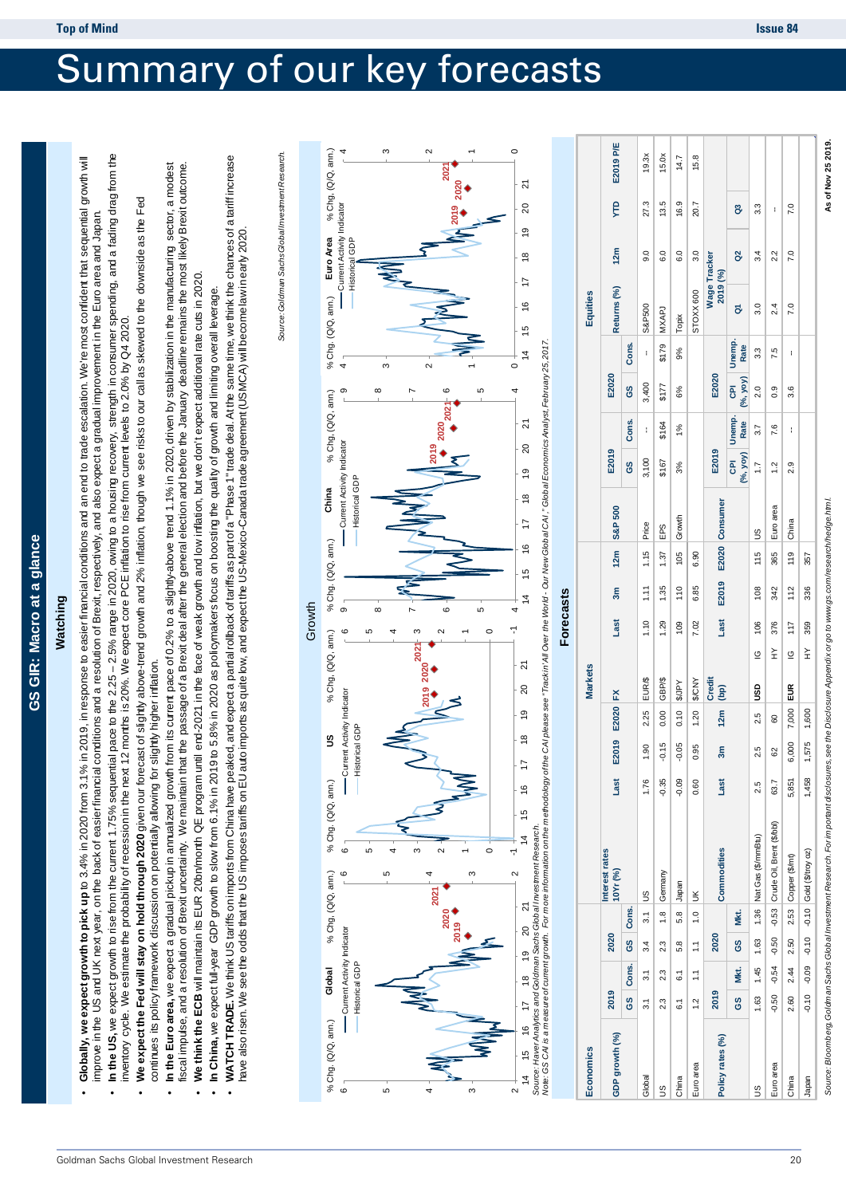# Summary of our key forecasts

## GS GIR: Macro at a glance

### Watching

- **Globally, we expect growth to pick up** to 3.4% in 2020 from 3.1% in 2019, in response to easier financial conditions and an end to trade escalation. We're most confident that sequential growth will improve in the US and UK next year, on the back of easier financial conditions and a resolution of Brexit, respectively, and also expect a gradual improvement in the Euro area and Japan.
- **In the US,** we expect growth to rise from the current 1.75% sequential pace to the 2.25 – 2.5% range in 2020, owing to a housing recovery, strength in consumer spending, and a fading drag from the inventory cycle. We estimate the probability of recession in the next 12 months is 20%. We expect core PCE inflation to rise from current levels to 2.0% by Q4 2020.
- **We expect the Fed will stay on hold through 2020** given our forecast of slightly above-trend growth and 2% inflation, though we see risks to our call as skewed to the downside as the Fed continues its policy framework discussion on potentially allowing for slightly higher inflation.
- **In the Euro area,** we expect a gradual pickup in annualized growth from its current pace of 0.2% to a slightly-above trend 1.1% in 2020, driven by stabilization in the manufacturing sector, a modest fiscal impulse, and a resolution of Brexit uncertainty. We maintain that the passage of a Brexit deal after the general election and before the January deadline remains the most likely Brexit outcome.
- **We think the ECB** will maintain its EUR 20bn/month QE program until end-2021 in the face of weak growth and low inflation, but we don't expect additional rate cuts in 2020.
- **In China,** we expect full-year GDP growth to slow from 6.1% in 2019 to 5.8% in 2020 as policymakers focus on boosting the quality of growth and limiting overall leverage.
- **WATCH TRADE.** We think US tariffs on imports from China have peaked, and expect a partial rollback of tariffs as part of a "Phase 1" trade deal. At the same time, we think the chances of a tariff increase have also risen. We see the odds that the US imposes tariffs on EU auto imports as quite low, and expect the US-Mexico-Canada trade agreement (USMCA) will become law in early 2020.

*Source: Goldman Sachs Global Investment Research.*

### Growth

Global / US / China / Euro Area — % Chg. (Q/Q, ann.): Current Activity Indicator; Historical GDP; 2019, 2020, 2021 forecasts

Source: Haver Analytics and Goldman Sachs Global Investment Research.
Note: GS CAI is a measure of current growth. For more information on the methodology of the CAI please see "Trackin' All Over the World - Our New Global CAI", Global Economics Analyst, February 25, 2017.

### Forecasts

#### Economics

| GDP growth (%) | 2019 | | 2020 | |
|---|---|---|---|---|
| | GS | Cons. | GS | Cons. |
| Global | 3.1 | 3.1 | 3.4 | 3.1 |
| US | 2.3 | 2.3 | 2.3 | 1.8 |
| China | 6.1 | 6.1 | 5.8 | 5.8 |
| Euro area | 1.2 | 1.1 | 1.1 | 1.0 |

| Policy rates (%) | 2019 | | 2020 | |
|---|---|---|---|---|
| | GS | Mkt. | GS | Mkt. |
| US | 1.63 | 1.45 | 1.63 | 1.36 |
| Euro area | -0.50 | -0.54 | -0.50 | -0.53 |
| China | 2.60 | 2.44 | 2.50 | 2.53 |
| Japan | -0.10 | -0.09 | -0.10 | -0.10 |

#### Markets

| Interest rates 10Yr (%) | Last | E2019 | E2020 |
|---|---|---|---|
| US | 1.76 | 1.90 | 2.25 |
| Germany | -0.35 | -0.15 | 0.00 |
| Japan | -0.09 | -0.05 | 0.10 |
| UK | 0.60 | 0.95 | 1.20 |

| FX | Last | 3m | 12m |
|---|---|---|---|
| EUR/$ | 1.10 | 1.11 | 1.15 |
| GBP/$ | 1.29 | 1.35 | 1.37 |
| $/JPY | 109 | 110 | 105 |
| $/CNY | 7.02 | 6.85 | 6.90 |

| Commodities | Last | 3m | 12m |
|---|---|---|---|
| Nat Gas ($/mmBtu) | 2.5 | 2.5 | 2.5 |
| Crude Oil, Brent ($/bbl) | 63.7 | 62 | 60 |
| Copper ($/mt) | 5,851 | 6,000 | 7,000 |
| Gold ($/troy oz) | 1,458 | 1,575 | 1,600 |

| Credit (bp) | | Last | E2019 | E2020 |
|---|---|---|---|---|
| USD | IG | 106 | 108 | 115 |
| | HY | 376 | 342 | 365 |
| EUR | IG | 117 | 112 | 119 |
| | HY | 359 | 336 | 357 |

#### Equities

| S&P 500 | E2019 | | E2020 | |
|---|---|---|---|---|
| | GS | Cons. | GS | Cons. |
| Price | 3,100 | -- | 3,400 | -- |
| EPS | $167 | $164 | $177 | $179 |
| Growth | 3% | 1% | 6% | 9% |

| Returns (%) | 12m | YTD | E2019 P/E |
|---|---|---|---|
| S&P500 | 9.0 | 27.3 | 19.3x |
| MXAPJ | 6.0 | 13.5 | 15.0x |
| Topix | 6.0 | 16.9 | 14.7 |
| STOXX 600 | 3.0 | 20.7 | 15.8 |

| Consumer | E2019 | | E2020 | | Wage Tracker 2019 (%) | | |
|---|---|---|---|---|---|---|---|
| | CPI (%, yoy) | Unemp. Rate | CPI (%, yoy) | Unemp. Rate | Q1 | Q2 | Q3 |
| US | 1.7 | 3.7 | 2.0 | 3.3 | 3.0 | 3.4 | 3.3 |
| Euro area | 1.2 | 7.6 | 0.9 | 7.5 | 2.4 | 2.2 | - |
| China | 2.9 | -- | 3.6 | -- | 7.0 | 7.0 | 7.0 |

Source: Bloomberg, Goldman Sachs Global Investment Research. For important disclosures, see the Disclosure Appendix or go to www.gs.com/research/hedge.html.

As of Nov 25 2019.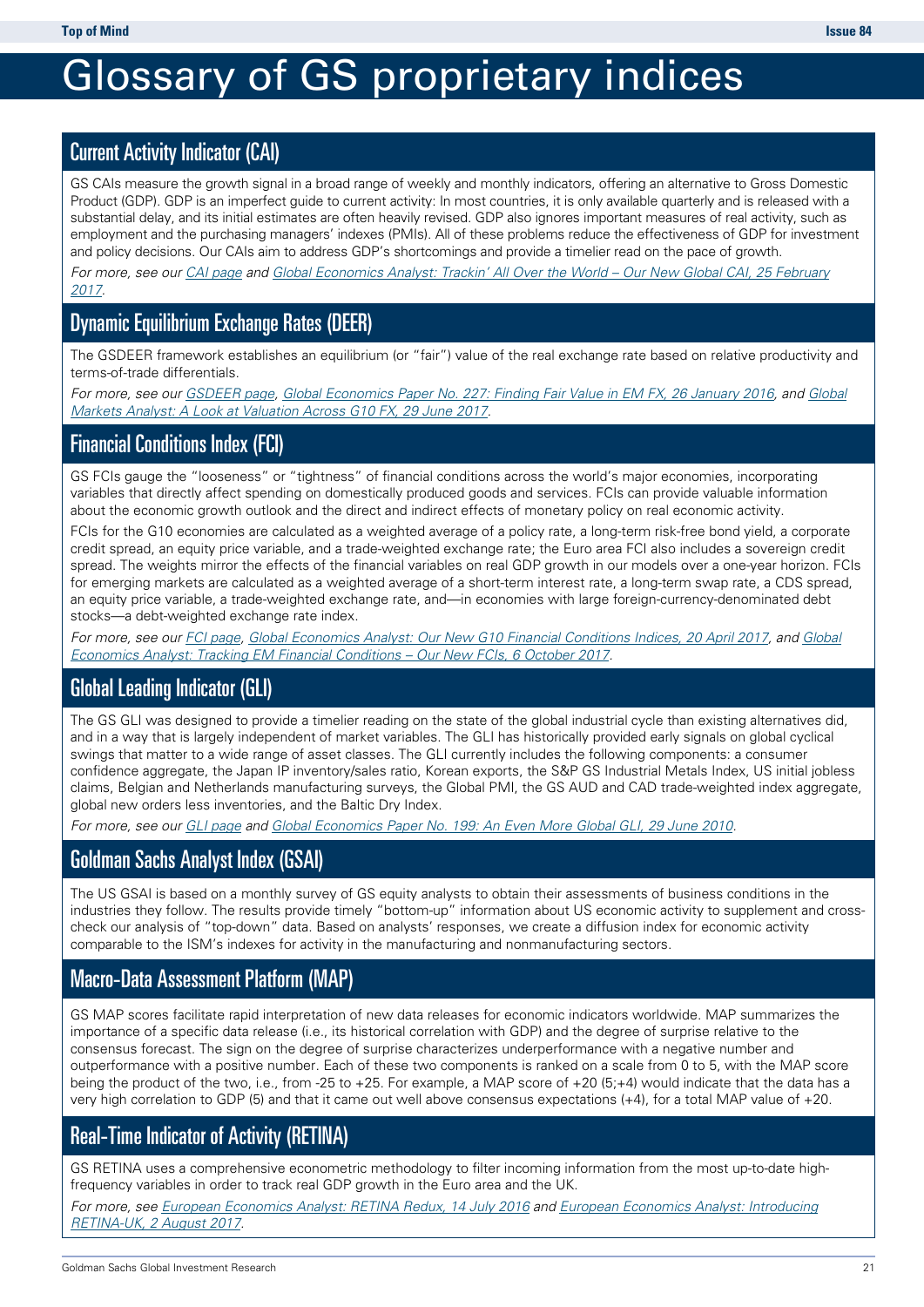# Glossary of GS proprietary indices

## Current Activity Indicator (CAI)

GS CAIs measure the growth signal in a broad range of weekly and monthly indicators, offering an alternative to Gross Domestic Product (GDP). GDP is an imperfect guide to current activity: In most countries, it is only available quarterly and is released with a substantial delay, and its initial estimates are often heavily revised. GDP also ignores important measures of real activity, such as employment and the purchasing managers' indexes (PMIs). All of these problems reduce the effectiveness of GDP for investment and policy decisions. Our CAIs aim to address GDP's shortcomings and provide a timelier read on the pace of growth.

*For more, see our CAI page and Global Economics Analyst: Trackin' All Over the World – Our New Global CAI, 25 February 2017.*

## Dynamic Equilibrium Exchange Rates (DEER)

The GSDEER framework establishes an equilibrium (or "fair") value of the real exchange rate based on relative productivity and terms-of-trade differentials.

*For more, see our GSDEER page, Global Economics Paper No. 227: Finding Fair Value in EM FX, 26 January 2016, and Global Markets Analyst: A Look at Valuation Across G10 FX, 29 June 2017.*

## Financial Conditions Index (FCI)

GS FCIs gauge the "looseness" or "tightness" of financial conditions across the world's major economies, incorporating variables that directly affect spending on domestically produced goods and services. FCIs can provide valuable information about the economic growth outlook and the direct and indirect effects of monetary policy on real economic activity.

FCIs for the G10 economies are calculated as a weighted average of a policy rate, a long-term risk-free bond yield, a corporate credit spread, an equity price variable, and a trade-weighted exchange rate; the Euro area FCI also includes a sovereign credit spread. The weights mirror the effects of the financial variables on real GDP growth in our models over a one-year horizon. FCIs for emerging markets are calculated as a weighted average of a short-term interest rate, a long-term swap rate, a CDS spread, an equity price variable, a trade-weighted exchange rate, and—in economies with large foreign-currency-denominated debt stocks—a debt-weighted exchange rate index.

*For more, see our FCI page, Global Economics Analyst: Our New G10 Financial Conditions Indices, 20 April 2017, and Global Economics Analyst: Tracking EM Financial Conditions – Our New FCIs, 6 October 2017.*

## Global Leading Indicator (GLI)

The GS GLI was designed to provide a timelier reading on the state of the global industrial cycle than existing alternatives did, and in a way that is largely independent of market variables. The GLI has historically provided early signals on global cyclical swings that matter to a wide range of asset classes. The GLI currently includes the following components: a consumer confidence aggregate, the Japan IP inventory/sales ratio, Korean exports, the S&P GS Industrial Metals Index, US initial jobless claims, Belgian and Netherlands manufacturing surveys, the Global PMI, the GS AUD and CAD trade-weighted index aggregate, global new orders less inventories, and the Baltic Dry Index.

*For more, see our GLI page and Global Economics Paper No. 199: An Even More Global GLI, 29 June 2010.*

## Goldman Sachs Analyst Index (GSAI)

The US GSAI is based on a monthly survey of GS equity analysts to obtain their assessments of business conditions in the industries they follow. The results provide timely "bottom-up" information about US economic activity to supplement and cross-check our analysis of "top-down" data. Based on analysts' responses, we create a diffusion index for economic activity comparable to the ISM's indexes for activity in the manufacturing and nonmanufacturing sectors.

## Macro-Data Assessment Platform (MAP)

GS MAP scores facilitate rapid interpretation of new data releases for economic indicators worldwide. MAP summarizes the importance of a specific data release (i.e., its historical correlation with GDP) and the degree of surprise relative to the consensus forecast. The sign on the degree of surprise characterizes underperformance with a negative number and outperformance with a positive number. Each of these two components is ranked on a scale from 0 to 5, with the MAP score being the product of the two, i.e., from -25 to +25. For example, a MAP score of +20 (5;+4) would indicate that the data has a very high correlation to GDP (5) and that it came out well above consensus expectations (+4), for a total MAP value of +20.

## Real-Time Indicator of Activity (RETINA)

GS RETINA uses a comprehensive econometric methodology to filter incoming information from the most up-to-date high-frequency variables in order to track real GDP growth in the Euro area and the UK.

*For more, see European Economics Analyst: RETINA Redux, 14 July 2016 and European Economics Analyst: Introducing RETINA-UK, 2 August 2017.*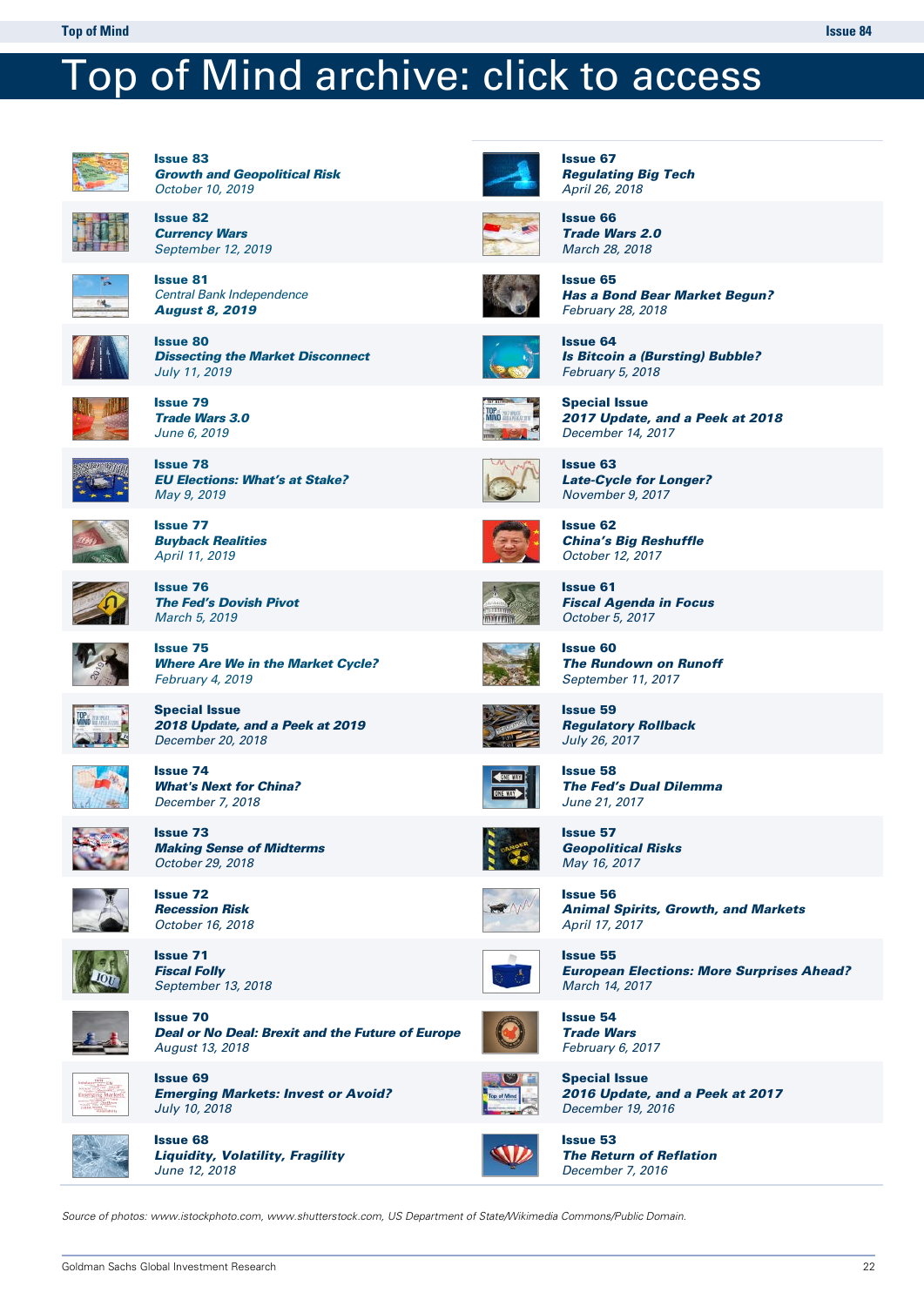# Top of Mind archive: click to access

**Issue 83**
***Growth and Geopolitical Risk***
*October 10, 2019*

**Issue 82**
***Currency Wars***
*September 12, 2019*

**Issue 81**
*Central Bank Independence*
***August 8, 2019***

**Issue 80**
***Dissecting the Market Disconnect***
*July 11, 2019*

**Issue 79**
***Trade Wars 3.0***
*June 6, 2019*

**Issue 78**
***EU Elections: What's at Stake?***
*May 9, 2019*

**Issue 77**
***Buyback Realities***
*April 11, 2019*

**Issue 76**
***The Fed's Dovish Pivot***
*March 5, 2019*

**Issue 75**
***Where Are We in the Market Cycle?***
*February 4, 2019*

**Special Issue**
***2018 Update, and a Peek at 2019***
*December 20, 2018*

**Issue 74**
***What's Next for China?***
*December 7, 2018*

**Issue 73**
***Making Sense of Midterms***
*October 29, 2018*

**Issue 72**
***Recession Risk***
*October 16, 2018*

**Issue 71**
***Fiscal Folly***
*September 13, 2018*

**Issue 70**
***Deal or No Deal: Brexit and the Future of Europe***
*August 13, 2018*

**Issue 69**
***Emerging Markets: Invest or Avoid?***
*July 10, 2018*

**Issue 68**
***Liquidity, Volatility, Fragility***
*June 12, 2018*

**Issue 67**
***Regulating Big Tech***
*April 26, 2018*

**Issue 66**
***Trade Wars 2.0***
*March 28, 2018*

**Issue 65**
***Has a Bond Bear Market Begun?***
*February 28, 2018*

**Issue 64**
***Is Bitcoin a (Bursting) Bubble?***
*February 5, 2018*

**Special Issue**
***2017 Update, and a Peek at 2018***
*December 14, 2017*

**Issue 63**
***Late-Cycle for Longer?***
*November 9, 2017*

**Issue 62**
***China's Big Reshuffle***
*October 12, 2017*

**Issue 61**
***Fiscal Agenda in Focus***
*October 5, 2017*

**Issue 60**
***The Rundown on Runoff***
*September 11, 2017*

**Issue 59**
***Regulatory Rollback***
*July 26, 2017*

**Issue 58**
***The Fed's Dual Dilemma***
*June 21, 2017*

**Issue 57**
***Geopolitical Risks***
*May 16, 2017*

**Issue 56**
***Animal Spirits, Growth, and Markets***
*April 17, 2017*

**Issue 55**
***European Elections: More Surprises Ahead?***
*March 14, 2017*

**Issue 54**
***Trade Wars***
*February 6, 2017*

**Special Issue**
***2016 Update, and a Peek at 2017***
*December 19, 2016*

**Issue 53**
***The Return of Reflation***
*December 7, 2016*

*Source of photos: www.istockphoto.com, www.shutterstock.com, US Department of State/Wikimedia Commons/Public Domain.*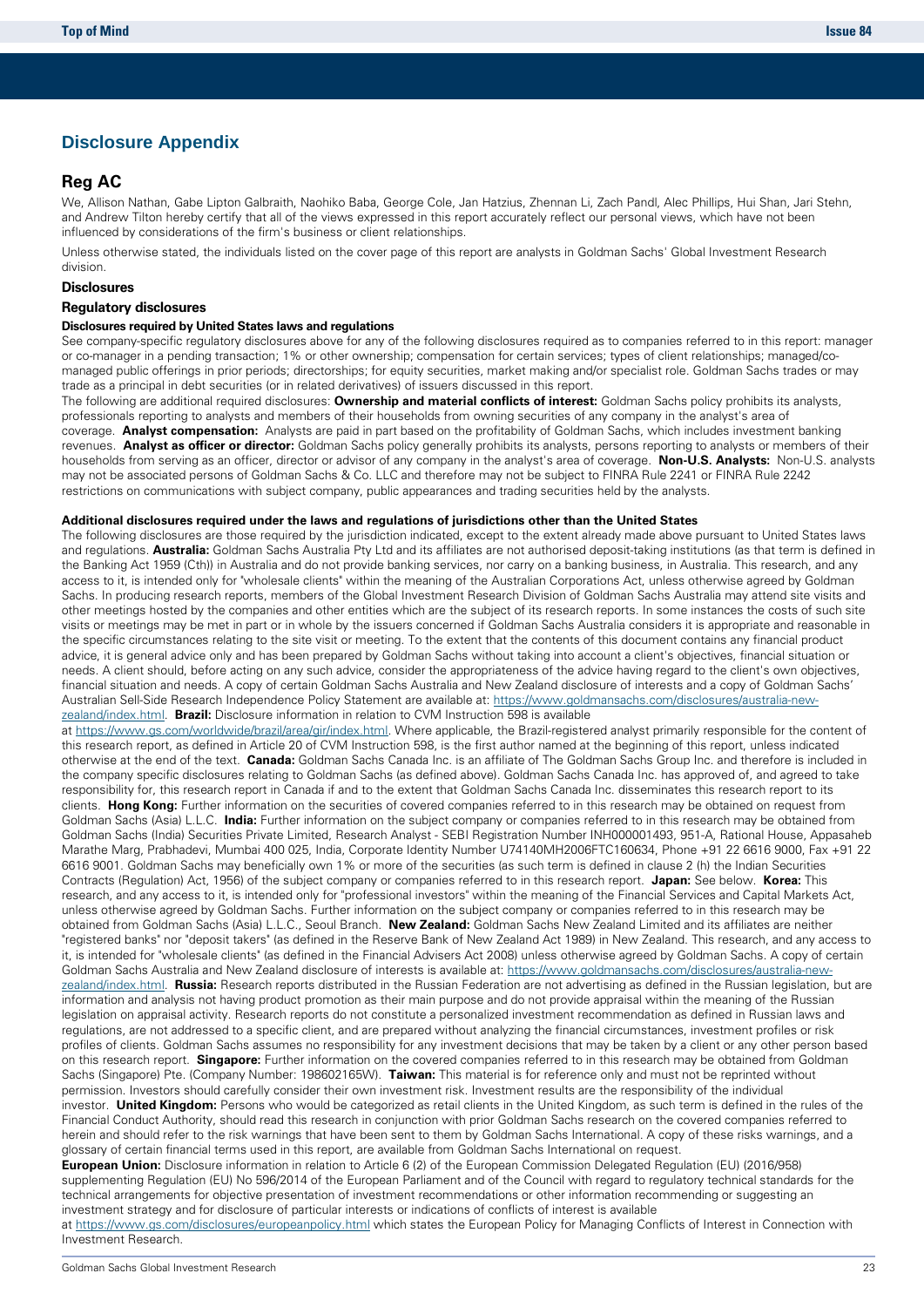## Disclosure Appendix

### Reg AC

We, Allison Nathan, Gabe Lipton Galbraith, Naohiko Baba, George Cole, Jan Hatzius, Zhennan Li, Zach Pandl, Alec Phillips, Hui Shan, Jari Stehn, and Andrew Tilton hereby certify that all of the views expressed in this report accurately reflect our personal views, which have not been influenced by considerations of the firm's business or client relationships.

Unless otherwise stated, the individuals listed on the cover page of this report are analysts in Goldman Sachs' Global Investment Research division.

#### Disclosures

#### Regulatory disclosures

##### Disclosures required by United States laws and regulations

See company-specific regulatory disclosures above for any of the following disclosures required as to companies referred to in this report: manager or co-manager in a pending transaction; 1% or other ownership; compensation for certain services; types of client relationships; managed/co-managed public offerings in prior periods; directorships; for equity securities, market making and/or specialist role. Goldman Sachs trades or may trade as a principal in debt securities (or in related derivatives) of issuers discussed in this report.

The following are additional required disclosures: **Ownership and material conflicts of interest:** Goldman Sachs policy prohibits its analysts, professionals reporting to analysts and members of their households from owning securities of any company in the analyst's area of coverage. **Analyst compensation:** Analysts are paid in part based on the profitability of Goldman Sachs, which includes investment banking revenues. **Analyst as officer or director:** Goldman Sachs policy generally prohibits its analysts, persons reporting to analysts or members of their households from serving as an officer, director or advisor of any company in the analyst's area of coverage. **Non-U.S. Analysts:** Non-U.S. analysts may not be associated persons of Goldman Sachs & Co. LLC and therefore may not be subject to FINRA Rule 2241 or FINRA Rule 2242 restrictions on communications with subject company, public appearances and trading securities held by the analysts.

##### Additional disclosures required under the laws and regulations of jurisdictions other than the United States

The following disclosures are those required by the jurisdiction indicated, except to the extent already made above pursuant to United States laws and regulations. **Australia:** Goldman Sachs Australia Pty Ltd and its affiliates are not authorised deposit-taking institutions (as that term is defined in the Banking Act 1959 (Cth)) in Australia and do not provide banking services, nor carry on a banking business, in Australia. This research, and any access to it, is intended only for "wholesale clients" within the meaning of the Australian Corporations Act, unless otherwise agreed by Goldman Sachs. In producing research reports, members of the Global Investment Research Division of Goldman Sachs Australia may attend site visits and other meetings hosted by the companies and other entities which are the subject of its research reports. In some instances the costs of such site visits or meetings may be met in part or in whole by the issuers concerned if Goldman Sachs Australia considers it is appropriate and reasonable in the specific circumstances relating to the site visit or meeting. To the extent that the contents of this document contains any financial product advice, it is general advice only and has been prepared by Goldman Sachs without taking into account a client's objectives, financial situation or needs. A client should, before acting on any such advice, consider the appropriateness of the advice having regard to the client's own objectives, financial situation and needs. A copy of certain Goldman Sachs Australia and New Zealand disclosure of interests and a copy of Goldman Sachs' Australian Sell-Side Research Independence Policy Statement are available at: https://www.goldmansachs.com/disclosures/australia-new-zealand/index.html. **Brazil:** Disclosure information in relation to CVM Instruction 598 is available at https://www.gs.com/worldwide/brazil/area/gir/index.html. Where applicable, the Brazil-registered analyst primarily responsible for the content of this research report, as defined in Article 20 of CVM Instruction 598, is the first author named at the beginning of this report, unless indicated otherwise at the end of the text. **Canada:** Goldman Sachs Canada Inc. is an affiliate of The Goldman Sachs Group Inc. and therefore is included in the company specific disclosures relating to Goldman Sachs (as defined above). Goldman Sachs Canada Inc. has approved of, and agreed to take responsibility for, this research report in Canada if and to the extent that Goldman Sachs Canada Inc. disseminates this research report to its clients. **Hong Kong:** Further information on the securities of covered companies referred to in this research may be obtained on request from Goldman Sachs (Asia) L.L.C. **India:** Further information on the subject company or companies referred to in this research may be obtained from Goldman Sachs (India) Securities Private Limited, Research Analyst - SEBI Registration Number INH000001493, 951-A, Rational House, Appasaheb Marathe Marg, Prabhadevi, Mumbai 400 025, India, Corporate Identity Number U74140MH2006FTC160634, Phone +91 22 6616 9000, Fax +91 22 6616 9001. Goldman Sachs may beneficially own 1% or more of the securities (as such term is defined in clause 2 (h) the Indian Securities Contracts (Regulation) Act, 1956) of the subject company or companies referred to in this research report. **Japan:** See below. **Korea:** This research, and any access to it, is intended only for "professional investors" within the meaning of the Financial Services and Capital Markets Act, unless otherwise agreed by Goldman Sachs. Further information on the subject company or companies referred to in this research may be obtained from Goldman Sachs (Asia) L.L.C., Seoul Branch. **New Zealand:** Goldman Sachs New Zealand Limited and its affiliates are neither "registered banks" nor "deposit takers" (as defined in the Reserve Bank of New Zealand Act 1989) in New Zealand. This research, and any access to it, is intended for "wholesale clients" (as defined in the Financial Advisers Act 2008) unless otherwise agreed by Goldman Sachs. A copy of certain Goldman Sachs Australia and New Zealand disclosure of interests is available at: https://www.goldmansachs.com/disclosures/australia-new-zealand/index.html. **Russia:** Research reports distributed in the Russian Federation are not advertising as defined in the Russian legislation, but are information and analysis not having product promotion as their main purpose and do not provide appraisal within the meaning of the Russian legislation on appraisal activity. Research reports do not constitute a personalized investment recommendation as defined in Russian laws and regulations, are not addressed to a specific client, and are prepared without analyzing the financial circumstances, investment profiles or risk profiles of clients. Goldman Sachs assumes no responsibility for any investment decisions that may be taken by a client or any other person based on this research report. **Singapore:** Further information on the covered companies referred to in this research may be obtained from Goldman Sachs (Singapore) Pte. (Company Number: 198602165W). **Taiwan:** This material is for reference only and must not be reprinted without permission. Investors should carefully consider their own investment risk. Investment results are the responsibility of the individual investor. **United Kingdom:** Persons who would be categorized as retail clients in the United Kingdom, as such term is defined in the rules of the Financial Conduct Authority, should read this research in conjunction with prior Goldman Sachs research on the covered companies referred to herein and should refer to the risk warnings that have been sent to them by Goldman Sachs International. A copy of these risks warnings, and a glossary of certain financial terms used in this report, are available from Goldman Sachs International on request.

**European Union:** Disclosure information in relation to Article 6 (2) of the European Commission Delegated Regulation (EU) (2016/958) supplementing Regulation (EU) No 596/2014 of the European Parliament and of the Council with regard to regulatory technical standards for the technical arrangements for objective presentation of investment recommendations or other information recommending or suggesting an investment strategy and for disclosure of particular interests or indications of conflicts of interest is available at https://www.gs.com/disclosures/europeanpolicy.html which states the European Policy for Managing Conflicts of Interest in Connection with Investment Research.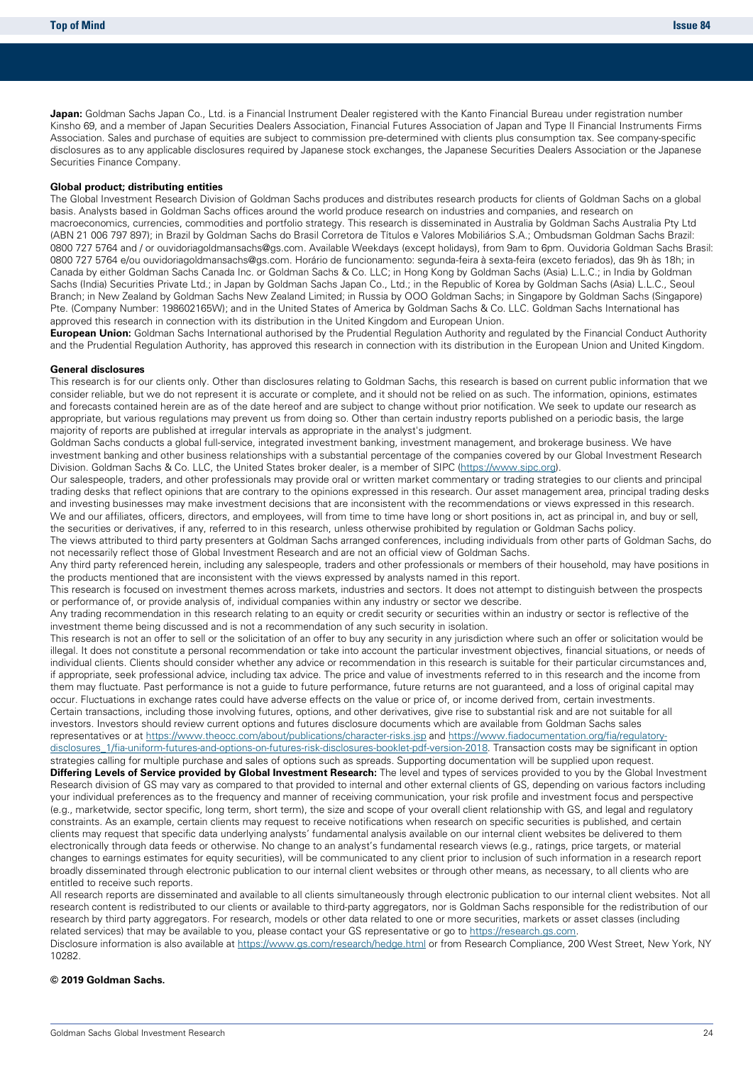**Japan:** Goldman Sachs Japan Co., Ltd. is a Financial Instrument Dealer registered with the Kanto Financial Bureau under registration number Kinsho 69, and a member of Japan Securities Dealers Association, Financial Futures Association of Japan and Type II Financial Instruments Firms Association. Sales and purchase of equities are subject to commission pre-determined with clients plus consumption tax. See company-specific disclosures as to any applicable disclosures required by Japanese stock exchanges, the Japanese Securities Dealers Association or the Japanese Securities Finance Company.

**Global product; distributing entities**

The Global Investment Research Division of Goldman Sachs produces and distributes research products for clients of Goldman Sachs on a global basis. Analysts based in Goldman Sachs offices around the world produce research on industries and companies, and research on macroeconomics, currencies, commodities and portfolio strategy. This research is disseminated in Australia by Goldman Sachs Australia Pty Ltd (ABN 21 006 797 897); in Brazil by Goldman Sachs do Brasil Corretora de Títulos e Valores Mobiliários S.A.; Ombudsman Goldman Sachs Brazil: 0800 727 5764 and / or ouvidoriagoldmansachs@gs.com. Available Weekdays (except holidays), from 9am to 6pm. Ouvidoria Goldman Sachs Brasil: 0800 727 5764 e/ou ouvidoriagoldmansachs@gs.com. Horário de funcionamento: segunda-feira à sexta-feira (exceto feriados), das 9h às 18h; in Canada by either Goldman Sachs Canada Inc. or Goldman Sachs & Co. LLC; in Hong Kong by Goldman Sachs (Asia) L.L.C.; in India by Goldman Sachs (India) Securities Private Ltd.; in Japan by Goldman Sachs Japan Co., Ltd.; in the Republic of Korea by Goldman Sachs (Asia) L.L.C., Seoul Branch; in New Zealand by Goldman Sachs New Zealand Limited; in Russia by OOO Goldman Sachs; in Singapore by Goldman Sachs (Singapore) Pte. (Company Number: 198602165W); and in the United States of America by Goldman Sachs & Co. LLC. Goldman Sachs International has approved this research in connection with its distribution in the United Kingdom and European Union.

**European Union:** Goldman Sachs International authorised by the Prudential Regulation Authority and regulated by the Financial Conduct Authority and the Prudential Regulation Authority, has approved this research in connection with its distribution in the European Union and United Kingdom.

**General disclosures**

This research is for our clients only. Other than disclosures relating to Goldman Sachs, this research is based on current public information that we consider reliable, but we do not represent it is accurate or complete, and it should not be relied on as such. The information, opinions, estimates and forecasts contained herein are as of the date hereof and are subject to change without prior notification. We seek to update our research as appropriate, but various regulations may prevent us from doing so. Other than certain industry reports published on a periodic basis, the large majority of reports are published at irregular intervals as appropriate in the analyst's judgment.

Goldman Sachs conducts a global full-service, integrated investment banking, investment management, and brokerage business. We have investment banking and other business relationships with a substantial percentage of the companies covered by our Global Investment Research Division. Goldman Sachs & Co. LLC, the United States broker dealer, is a member of SIPC (https://www.sipc.org).

Our salespeople, traders, and other professionals may provide oral or written market commentary or trading strategies to our clients and principal trading desks that reflect opinions that are contrary to the opinions expressed in this research. Our asset management area, principal trading desks and investing businesses may make investment decisions that are inconsistent with the recommendations or views expressed in this research.

We and our affiliates, officers, directors, and employees, will from time to time have long or short positions in, act as principal in, and buy or sell, the securities or derivatives, if any, referred to in this research, unless otherwise prohibited by regulation or Goldman Sachs policy.

The views attributed to third party presenters at Goldman Sachs arranged conferences, including individuals from other parts of Goldman Sachs, do not necessarily reflect those of Global Investment Research and are not an official view of Goldman Sachs.

Any third party referenced herein, including any salespeople, traders and other professionals or members of their household, may have positions in the products mentioned that are inconsistent with the views expressed by analysts named in this report.

This research is focused on investment themes across markets, industries and sectors. It does not attempt to distinguish between the prospects or performance of, or provide analysis of, individual companies within any industry or sector we describe.

Any trading recommendation in this research relating to an equity or credit security or securities within an industry or sector is reflective of the investment theme being discussed and is not a recommendation of any such security in isolation.

This research is not an offer to sell or the solicitation of an offer to buy any security in any jurisdiction where such an offer or solicitation would be illegal. It does not constitute a personal recommendation or take into account the particular investment objectives, financial situations, or needs of individual clients. Clients should consider whether any advice or recommendation in this research is suitable for their particular circumstances and, if appropriate, seek professional advice, including tax advice. The price and value of investments referred to in this research and the income from them may fluctuate. Past performance is not a guide to future performance, future returns are not guaranteed, and a loss of original capital may occur. Fluctuations in exchange rates could have adverse effects on the value or price of, or income derived from, certain investments.

Certain transactions, including those involving futures, options, and other derivatives, give rise to substantial risk and are not suitable for all investors. Investors should review current options and futures disclosure documents which are available from Goldman Sachs sales representatives or at https://www.theocc.com/about/publications/character-risks.jsp and https://www.fiadocumentation.org/fia/regulatory-disclosures_1/fia-uniform-futures-and-options-on-futures-risk-disclosures-booklet-pdf-version-2018. Transaction costs may be significant in option strategies calling for multiple purchase and sales of options such as spreads. Supporting documentation will be supplied upon request.

**Differing Levels of Service provided by Global Investment Research:** The level and types of services provided to you by the Global Investment Research division of GS may vary as compared to that provided to internal and other external clients of GS, depending on various factors including your individual preferences as to the frequency and manner of receiving communication, your risk profile and investment focus and perspective (e.g., marketwide, sector specific, long term, short term), the size and scope of your overall client relationship with GS, and legal and regulatory constraints. As an example, certain clients may request to receive notifications when research on specific securities is published, and certain clients may request that specific data underlying analysts' fundamental analysis available on our internal client websites be delivered to them electronically through data feeds or otherwise. No change to an analyst's fundamental research views (e.g., ratings, price targets, or material changes to earnings estimates for equity securities), will be communicated to any client prior to inclusion of such information in a research report broadly disseminated through electronic publication to our internal client websites or through other means, as necessary, to all clients who are entitled to receive such reports.

All research reports are disseminated and available to all clients simultaneously through electronic publication to our internal client websites. Not all research content is redistributed to our clients or available to third-party aggregators, nor is Goldman Sachs responsible for the redistribution of our research by third party aggregators. For research, models or other data related to one or more securities, markets or asset classes (including related services) that may be available to you, please contact your GS representative or go to https://research.gs.com.

Disclosure information is also available at https://www.gs.com/research/hedge.html or from Research Compliance, 200 West Street, New York, NY 10282.

**© 2019 Goldman Sachs.**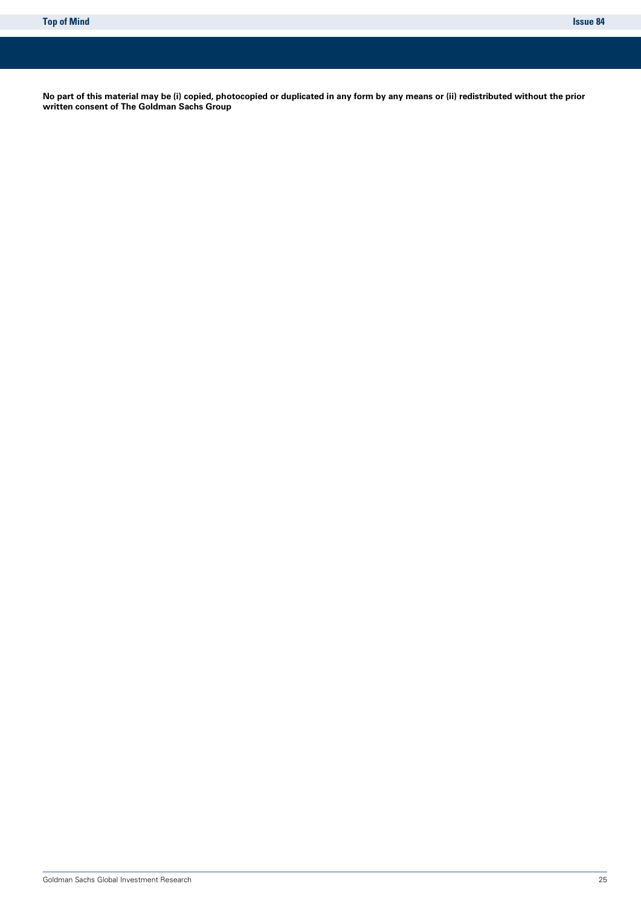**No part of this material may be (i) copied, photocopied or duplicated in any form by any means or (ii) redistributed without the prior written consent of The Goldman Sachs Group**